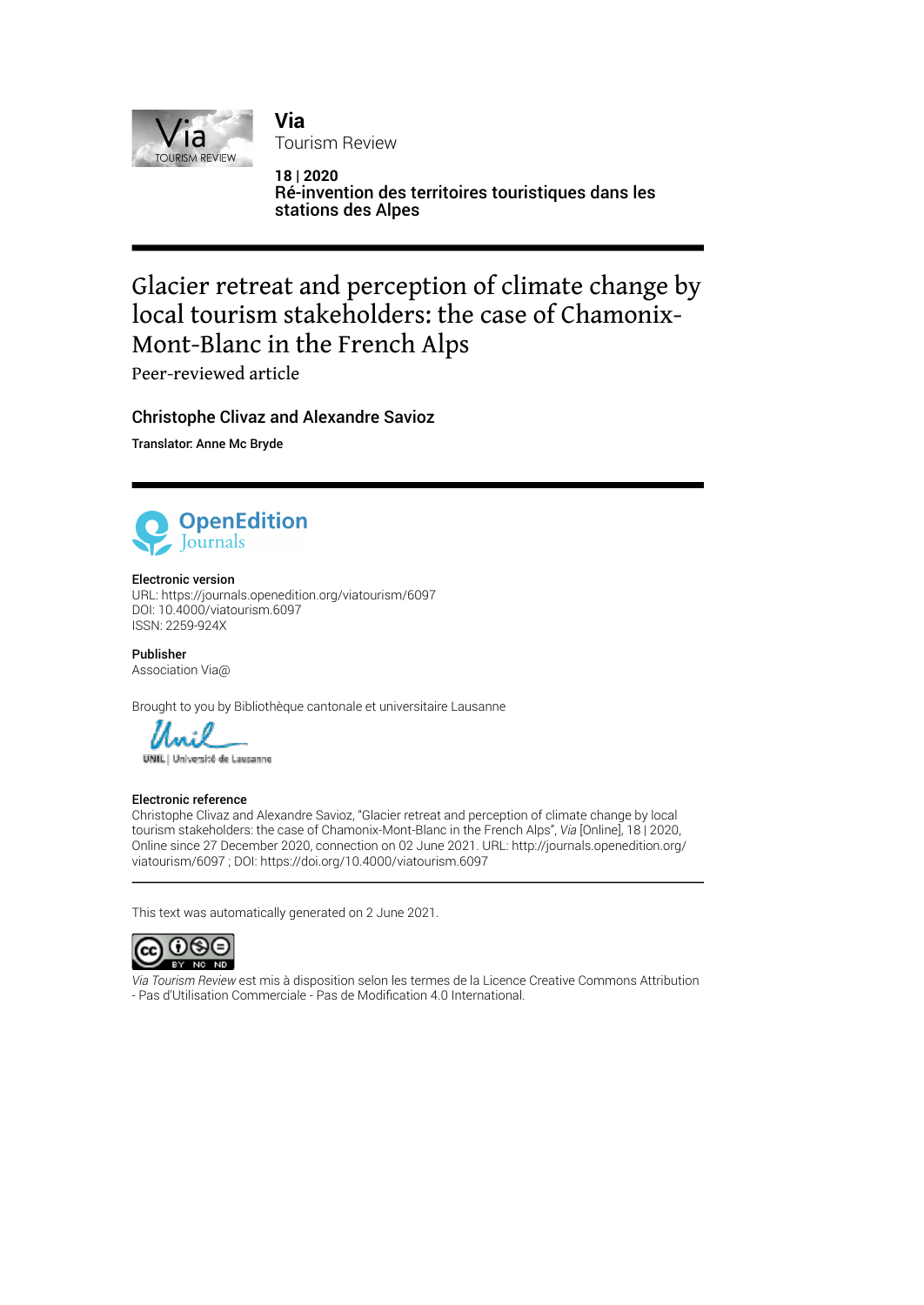**Via**
Tourism Review

**18 | 2020**
**Ré-invention des territoires touristiques dans les stations des Alpes**

---

# Glacier retreat and perception of climate change by local tourism stakeholders: the case of Chamonix-Mont-Blanc in the French Alps

Peer-reviewed article

## Christophe Clivaz and Alexandre Savioz

**Translator: Anne Mc Bryde**

---

**Electronic version**
URL: https://journals.openedition.org/viatourism/6097
DOI: 10.4000/viatourism.6097
ISSN: 2259-924X

**Publisher**
Association Via@

Brought to you by Bibliothèque cantonale et universitaire Lausanne

**Electronic reference**
Christophe Clivaz and Alexandre Savioz, "Glacier retreat and perception of climate change by local tourism stakeholders: the case of Chamonix-Mont-Blanc in the French Alps", *Via* [Online], 18 | 2020, Online since 27 December 2020, connection on 02 June 2021. URL: http://journals.openedition.org/viatourism/6097 ; DOI: https://doi.org/10.4000/viatourism.6097

---

This text was automatically generated on 2 June 2021.

*Via Tourism Review* est mis à disposition selon les termes de la Licence Creative Commons Attribution - Pas d'Utilisation Commerciale - Pas de Modification 4.0 International.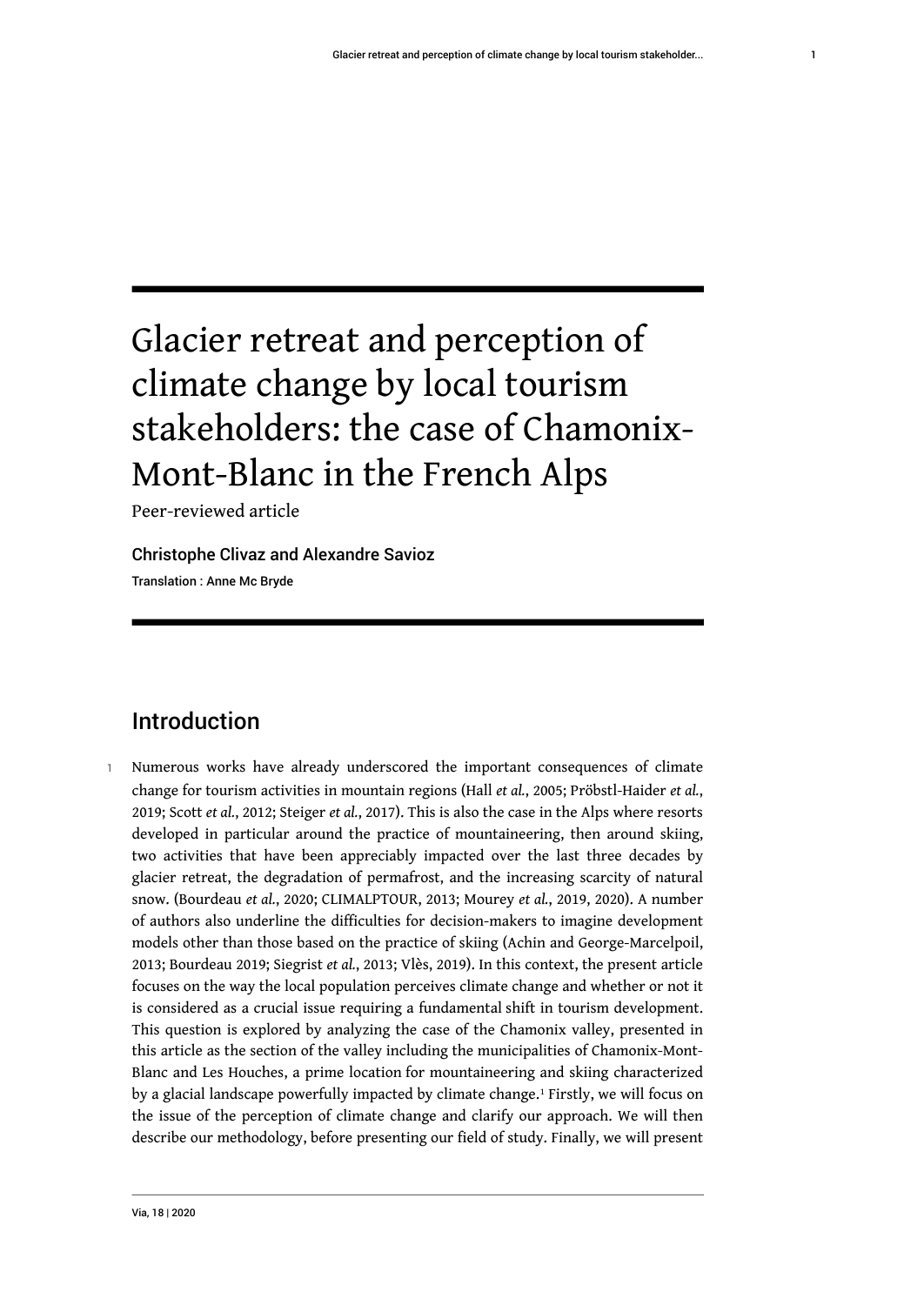# Glacier retreat and perception of climate change by local tourism stakeholders: the case of Chamonix-Mont-Blanc in the French Alps

Peer-reviewed article

Christophe Clivaz and Alexandre Savioz

Translation : Anne Mc Bryde

## Introduction

1 Numerous works have already underscored the important consequences of climate change for tourism activities in mountain regions (Hall *et al.*, 2005; Pröbstl-Haider *et al.*, 2019; Scott *et al.*, 2012; Steiger *et al.*, 2017). This is also the case in the Alps where resorts developed in particular around the practice of mountaineering, then around skiing, two activities that have been appreciably impacted over the last three decades by glacier retreat, the degradation of permafrost, and the increasing scarcity of natural snow. (Bourdeau *et al.*, 2020; CLIMALPTOUR, 2013; Mourey *et al.*, 2019, 2020). A number of authors also underline the difficulties for decision-makers to imagine development models other than those based on the practice of skiing (Achin and George-Marcelpoil, 2013; Bourdeau 2019; Siegrist *et al.*, 2013; Vlès, 2019). In this context, the present article focuses on the way the local population perceives climate change and whether or not it is considered as a crucial issue requiring a fundamental shift in tourism development. This question is explored by analyzing the case of the Chamonix valley, presented in this article as the section of the valley including the municipalities of Chamonix-Mont-Blanc and Les Houches, a prime location for mountaineering and skiing characterized by a glacial landscape powerfully impacted by climate change.[1] Firstly, we will focus on the issue of the perception of climate change and clarify our approach. We will then describe our methodology, before presenting our field of study. Finally, we will present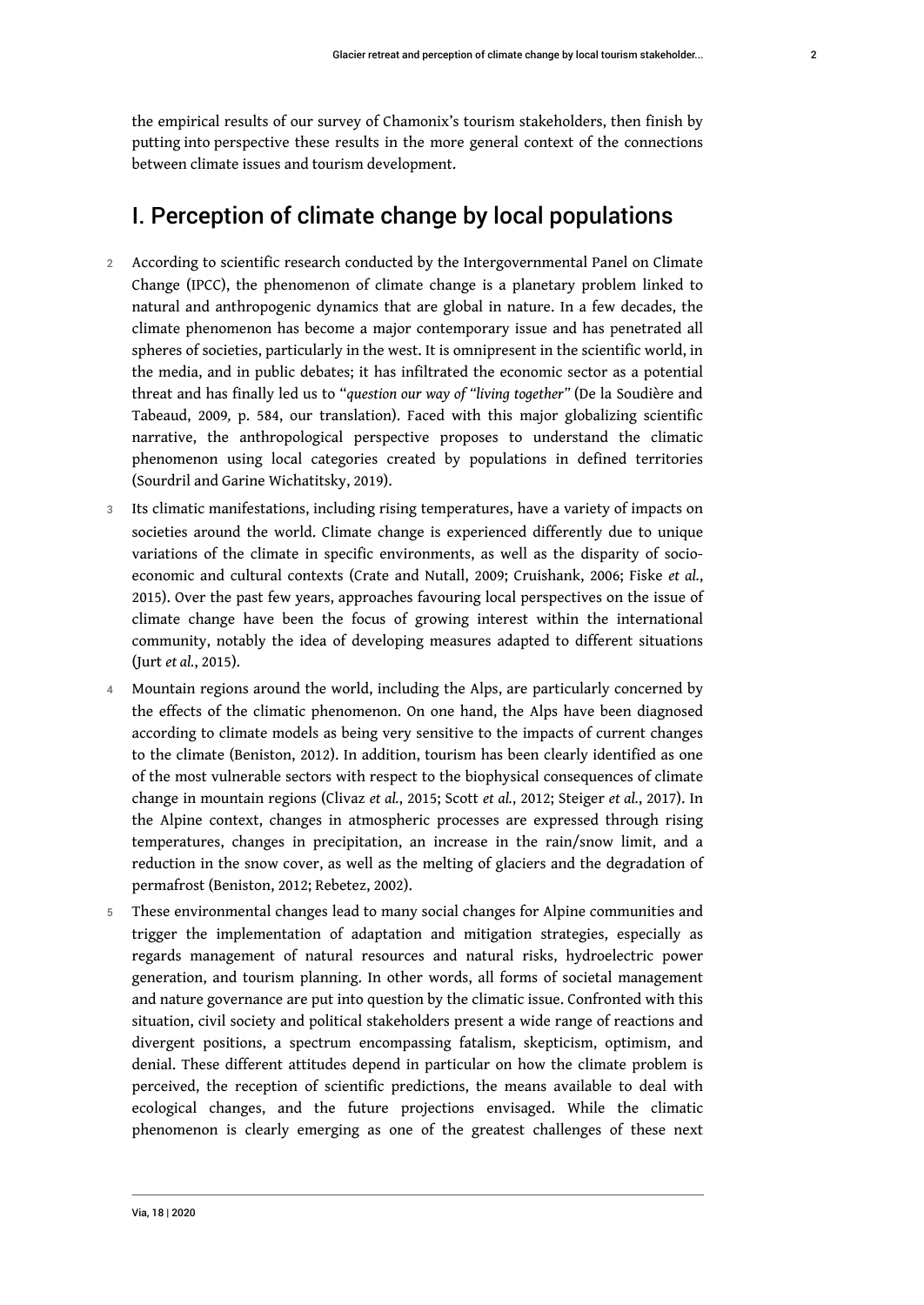the empirical results of our survey of Chamonix's tourism stakeholders, then finish by putting into perspective these results in the more general context of the connections between climate issues and tourism development.

## I. Perception of climate change by local populations

2 According to scientific research conducted by the Intergovernmental Panel on Climate Change (IPCC), the phenomenon of climate change is a planetary problem linked to natural and anthropogenic dynamics that are global in nature. In a few decades, the climate phenomenon has become a major contemporary issue and has penetrated all spheres of societies, particularly in the west. It is omnipresent in the scientific world, in the media, and in public debates; it has infiltrated the economic sector as a potential threat and has finally led us to "*question our way of "living together"*" (De la Soudière and Tabeaud, 2009, p. 584, our translation). Faced with this major globalizing scientific narrative, the anthropological perspective proposes to understand the climatic phenomenon using local categories created by populations in defined territories (Sourdril and Garine Wichatitsky, 2019).

3 Its climatic manifestations, including rising temperatures, have a variety of impacts on societies around the world. Climate change is experienced differently due to unique variations of the climate in specific environments, as well as the disparity of socio-economic and cultural contexts (Crate and Nutall, 2009; Cruishank, 2006; Fiske *et al.*, 2015). Over the past few years, approaches favouring local perspectives on the issue of climate change have been the focus of growing interest within the international community, notably the idea of developing measures adapted to different situations (Jurt *et al.*, 2015).

4 Mountain regions around the world, including the Alps, are particularly concerned by the effects of the climatic phenomenon. On one hand, the Alps have been diagnosed according to climate models as being very sensitive to the impacts of current changes to the climate (Beniston, 2012). In addition, tourism has been clearly identified as one of the most vulnerable sectors with respect to the biophysical consequences of climate change in mountain regions (Clivaz *et al.*, 2015; Scott *et al.*, 2012; Steiger *et al.*, 2017). In the Alpine context, changes in atmospheric processes are expressed through rising temperatures, changes in precipitation, an increase in the rain/snow limit, and a reduction in the snow cover, as well as the melting of glaciers and the degradation of permafrost (Beniston, 2012; Rebetez, 2002).

5 These environmental changes lead to many social changes for Alpine communities and trigger the implementation of adaptation and mitigation strategies, especially as regards management of natural resources and natural risks, hydroelectric power generation, and tourism planning. In other words, all forms of societal management and nature governance are put into question by the climatic issue. Confronted with this situation, civil society and political stakeholders present a wide range of reactions and divergent positions, a spectrum encompassing fatalism, skepticism, optimism, and denial. These different attitudes depend in particular on how the climate problem is perceived, the reception of scientific predictions, the means available to deal with ecological changes, and the future projections envisaged. While the climatic phenomenon is clearly emerging as one of the greatest challenges of these next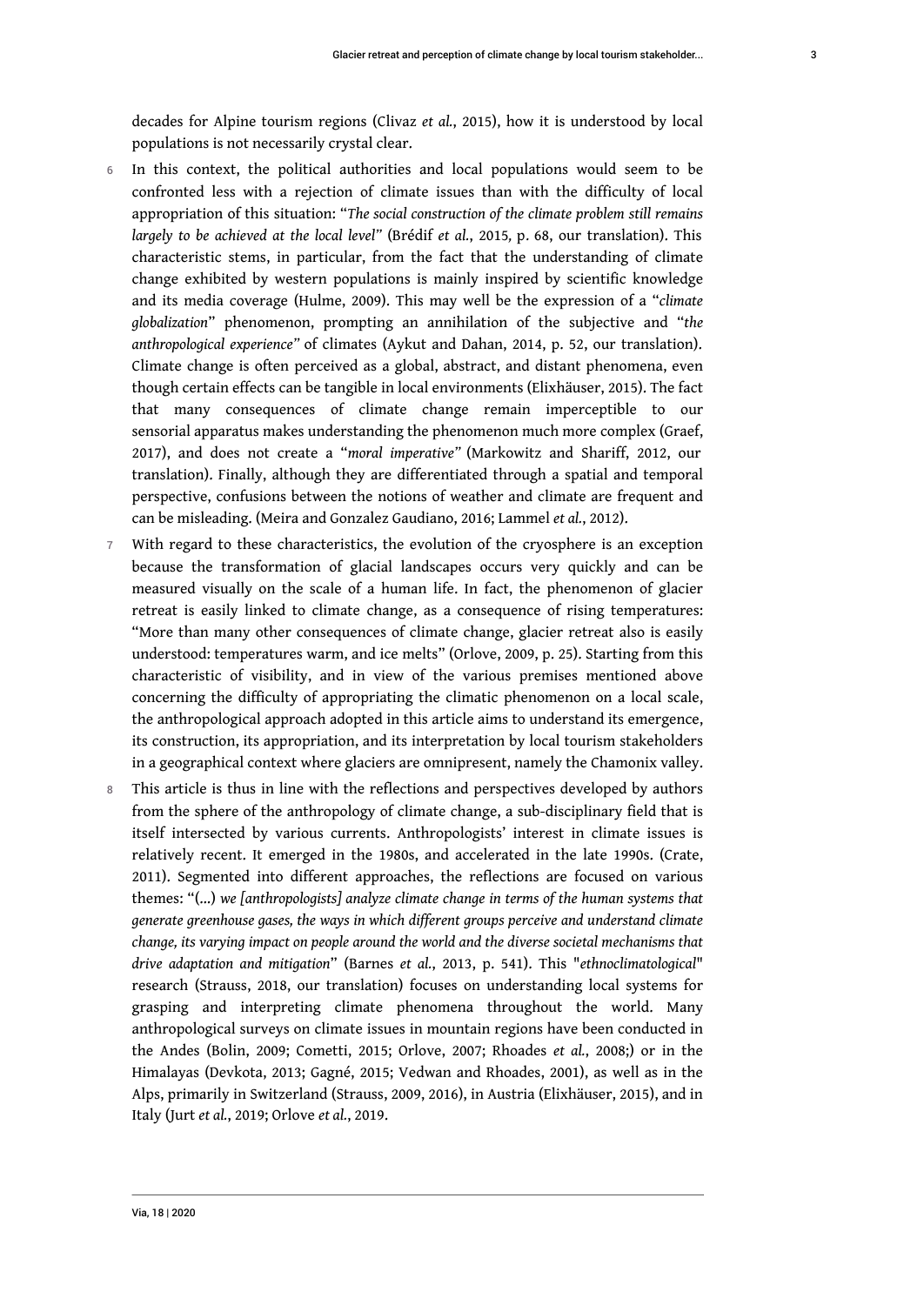decades for Alpine tourism regions (Clivaz *et al.*, 2015), how it is understood by local populations is not necessarily crystal clear.

6 In this context, the political authorities and local populations would seem to be confronted less with a rejection of climate issues than with the difficulty of local appropriation of this situation: "*The social construction of the climate problem still remains largely to be achieved at the local level*" (Brédif *et al.*, 2015, p. 68, our translation). This characteristic stems, in particular, from the fact that the understanding of climate change exhibited by western populations is mainly inspired by scientific knowledge and its media coverage (Hulme, 2009). This may well be the expression of a "*climate globalization*" phenomenon, prompting an annihilation of the subjective and "*the anthropological experience*" of climates (Aykut and Dahan, 2014, p. 52, our translation). Climate change is often perceived as a global, abstract, and distant phenomena, even though certain effects can be tangible in local environments (Elixhäuser, 2015). The fact that many consequences of climate change remain imperceptible to our sensorial apparatus makes understanding the phenomenon much more complex (Graef, 2017), and does not create a "*moral imperative*" (Markowitz and Shariff, 2012, our translation). Finally, although they are differentiated through a spatial and temporal perspective, confusions between the notions of weather and climate are frequent and can be misleading. (Meira and Gonzalez Gaudiano, 2016; Lammel *et al.*, 2012).

7 With regard to these characteristics, the evolution of the cryosphere is an exception because the transformation of glacial landscapes occurs very quickly and can be measured visually on the scale of a human life. In fact, the phenomenon of glacier retreat is easily linked to climate change, as a consequence of rising temperatures: "More than many other consequences of climate change, glacier retreat also is easily understood: temperatures warm, and ice melts" (Orlove, 2009, p. 25). Starting from this characteristic of visibility, and in view of the various premises mentioned above concerning the difficulty of appropriating the climatic phenomenon on a local scale, the anthropological approach adopted in this article aims to understand its emergence, its construction, its appropriation, and its interpretation by local tourism stakeholders in a geographical context where glaciers are omnipresent, namely the Chamonix valley.

8 This article is thus in line with the reflections and perspectives developed by authors from the sphere of the anthropology of climate change, a sub-disciplinary field that is itself intersected by various currents. Anthropologists' interest in climate issues is relatively recent. It emerged in the 1980s, and accelerated in the late 1990s. (Crate, 2011). Segmented into different approaches, the reflections are focused on various themes: "(…) *we [anthropologists] analyze climate change in terms of the human systems that generate greenhouse gases, the ways in which different groups perceive and understand climate change, its varying impact on people around the world and the diverse societal mechanisms that drive adaptation and mitigation*" (Barnes *et al.*, 2013, p. 541). This "*ethnoclimatological*" research (Strauss, 2018, our translation) focuses on understanding local systems for grasping and interpreting climate phenomena throughout the world. Many anthropological surveys on climate issues in mountain regions have been conducted in the Andes (Bolin, 2009; Cometti, 2015; Orlove, 2007; Rhoades *et al.*, 2008;) or in the Himalayas (Devkota, 2013; Gagné, 2015; Vedwan and Rhoades, 2001), as well as in the Alps, primarily in Switzerland (Strauss, 2009, 2016), in Austria (Elixhäuser, 2015), and in Italy (Jurt *et al.*, 2019; Orlove *et al.*, 2019.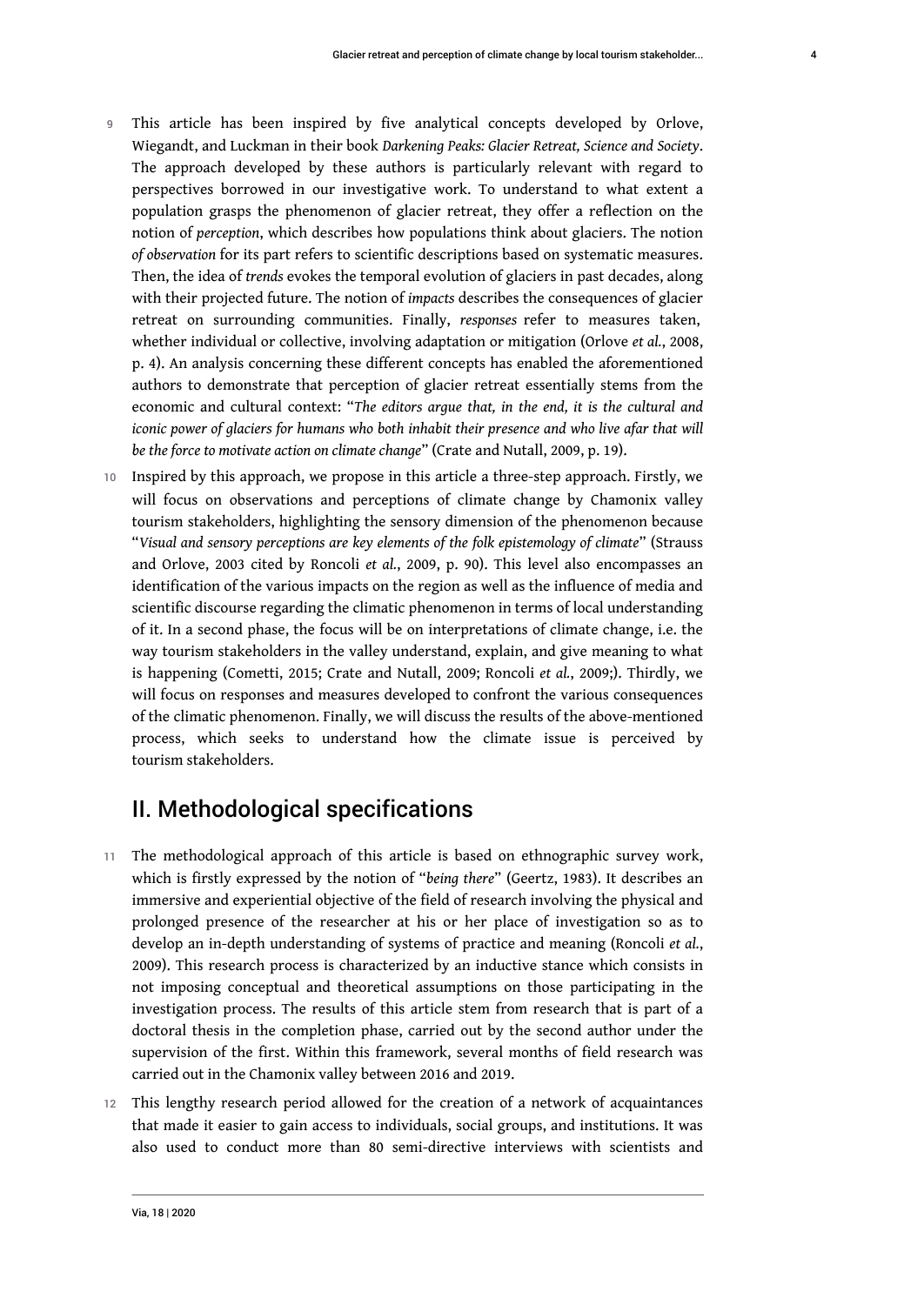9 This article has been inspired by five analytical concepts developed by Orlove, Wiegandt, and Luckman in their book *Darkening Peaks: Glacier Retreat, Science and Society*. The approach developed by these authors is particularly relevant with regard to perspectives borrowed in our investigative work. To understand to what extent a population grasps the phenomenon of glacier retreat, they offer a reflection on the notion of *perception*, which describes how populations think about glaciers. The notion *of observation* for its part refers to scientific descriptions based on systematic measures. Then, the idea of *trends* evokes the temporal evolution of glaciers in past decades, along with their projected future. The notion of *impacts* describes the consequences of glacier retreat on surrounding communities. Finally, *responses* refer to measures taken, whether individual or collective, involving adaptation or mitigation (Orlove *et al.*, 2008, p. 4). An analysis concerning these different concepts has enabled the aforementioned authors to demonstrate that perception of glacier retreat essentially stems from the economic and cultural context: "*The editors argue that, in the end, it is the cultural and iconic power of glaciers for humans who both inhabit their presence and who live afar that will be the force to motivate action on climate change*" (Crate and Nutall, 2009, p. 19).

10 Inspired by this approach, we propose in this article a three-step approach. Firstly, we will focus on observations and perceptions of climate change by Chamonix valley tourism stakeholders, highlighting the sensory dimension of the phenomenon because "*Visual and sensory perceptions are key elements of the folk epistemology of climate*" (Strauss and Orlove, 2003 cited by Roncoli *et al.*, 2009, p. 90). This level also encompasses an identification of the various impacts on the region as well as the influence of media and scientific discourse regarding the climatic phenomenon in terms of local understanding of it. In a second phase, the focus will be on interpretations of climate change, i.e. the way tourism stakeholders in the valley understand, explain, and give meaning to what is happening (Cometti, 2015; Crate and Nutall, 2009; Roncoli *et al.*, 2009;). Thirdly, we will focus on responses and measures developed to confront the various consequences of the climatic phenomenon. Finally, we will discuss the results of the above-mentioned process, which seeks to understand how the climate issue is perceived by tourism stakeholders.

## II. Methodological specifications

11 The methodological approach of this article is based on ethnographic survey work, which is firstly expressed by the notion of "*being there*" (Geertz, 1983). It describes an immersive and experiential objective of the field of research involving the physical and prolonged presence of the researcher at his or her place of investigation so as to develop an in-depth understanding of systems of practice and meaning (Roncoli *et al.*, 2009). This research process is characterized by an inductive stance which consists in not imposing conceptual and theoretical assumptions on those participating in the investigation process. The results of this article stem from research that is part of a doctoral thesis in the completion phase, carried out by the second author under the supervision of the first. Within this framework, several months of field research was carried out in the Chamonix valley between 2016 and 2019.

12 This lengthy research period allowed for the creation of a network of acquaintances that made it easier to gain access to individuals, social groups, and institutions. It was also used to conduct more than 80 semi-directive interviews with scientists and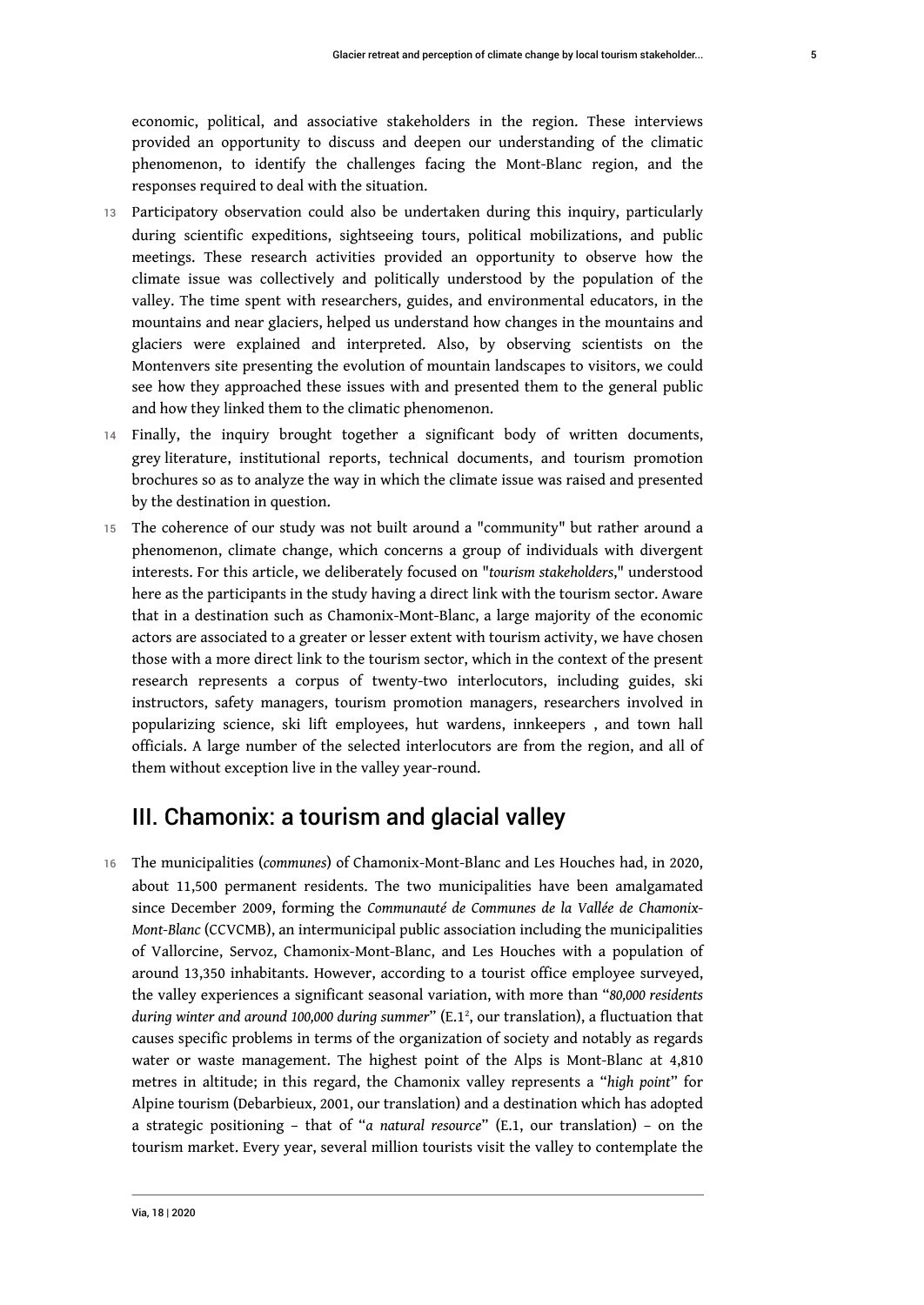economic, political, and associative stakeholders in the region. These interviews provided an opportunity to discuss and deepen our understanding of the climatic phenomenon, to identify the challenges facing the Mont-Blanc region, and the responses required to deal with the situation.

13 Participatory observation could also be undertaken during this inquiry, particularly during scientific expeditions, sightseeing tours, political mobilizations, and public meetings. These research activities provided an opportunity to observe how the climate issue was collectively and politically understood by the population of the valley. The time spent with researchers, guides, and environmental educators, in the mountains and near glaciers, helped us understand how changes in the mountains and glaciers were explained and interpreted. Also, by observing scientists on the Montenvers site presenting the evolution of mountain landscapes to visitors, we could see how they approached these issues with and presented them to the general public and how they linked them to the climatic phenomenon.

14 Finally, the inquiry brought together a significant body of written documents, grey literature, institutional reports, technical documents, and tourism promotion brochures so as to analyze the way in which the climate issue was raised and presented by the destination in question.

15 The coherence of our study was not built around a "community" but rather around a phenomenon, climate change, which concerns a group of individuals with divergent interests. For this article, we deliberately focused on "*tourism stakeholders*," understood here as the participants in the study having a direct link with the tourism sector. Aware that in a destination such as Chamonix-Mont-Blanc, a large majority of the economic actors are associated to a greater or lesser extent with tourism activity, we have chosen those with a more direct link to the tourism sector, which in the context of the present research represents a corpus of twenty-two interlocutors, including guides, ski instructors, safety managers, tourism promotion managers, researchers involved in popularizing science, ski lift employees, hut wardens, innkeepers , and town hall officials. A large number of the selected interlocutors are from the region, and all of them without exception live in the valley year-round.

## III. Chamonix: a tourism and glacial valley

16 The municipalities (*communes*) of Chamonix-Mont-Blanc and Les Houches had, in 2020, about 11,500 permanent residents. The two municipalities have been amalgamated since December 2009, forming the *Communauté de Communes de la Vallée de Chamonix-Mont-Blanc* (CCVCMB), an intermunicipal public association including the municipalities of Vallorcine, Servoz, Chamonix-Mont-Blanc, and Les Houches with a population of around 13,350 inhabitants. However, according to a tourist office employee surveyed, the valley experiences a significant seasonal variation, with more than "*80,000 residents during winter and around 100,000 during summer*" (E.1[2], our translation), a fluctuation that causes specific problems in terms of the organization of society and notably as regards water or waste management. The highest point of the Alps is Mont-Blanc at 4,810 metres in altitude; in this regard, the Chamonix valley represents a "*high point*" for Alpine tourism (Debarbieux, 2001, our translation) and a destination which has adopted a strategic positioning – that of "*a natural resource*" (E.1, our translation) – on the tourism market. Every year, several million tourists visit the valley to contemplate the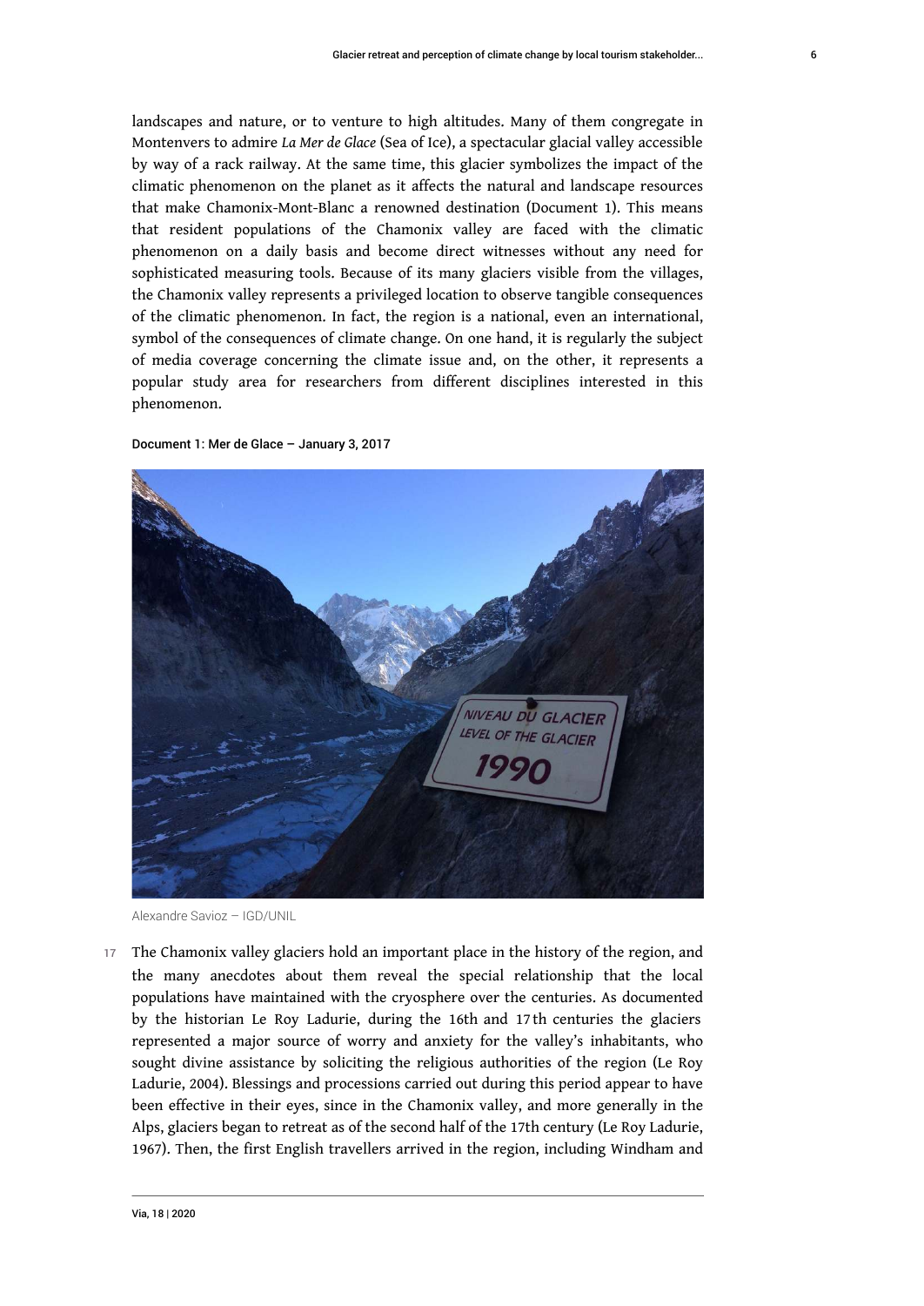landscapes and nature, or to venture to high altitudes. Many of them congregate in Montenvers to admire *La Mer de Glace* (Sea of Ice), a spectacular glacial valley accessible by way of a rack railway. At the same time, this glacier symbolizes the impact of the climatic phenomenon on the planet as it affects the natural and landscape resources that make Chamonix-Mont-Blanc a renowned destination (Document 1). This means that resident populations of the Chamonix valley are faced with the climatic phenomenon on a daily basis and become direct witnesses without any need for sophisticated measuring tools. Because of its many glaciers visible from the villages, the Chamonix valley represents a privileged location to observe tangible consequences of the climatic phenomenon. In fact, the region is a national, even an international, symbol of the consequences of climate change. On one hand, it is regularly the subject of media coverage concerning the climate issue and, on the other, it represents a popular study area for researchers from different disciplines interested in this phenomenon.

Document 1: Mer de Glace – January 3, 2017

Alexandre Savioz – IGD/UNIL

17 The Chamonix valley glaciers hold an important place in the history of the region, and the many anecdotes about them reveal the special relationship that the local populations have maintained with the cryosphere over the centuries. As documented by the historian Le Roy Ladurie, during the 16th and 17th centuries the glaciers represented a major source of worry and anxiety for the valley's inhabitants, who sought divine assistance by soliciting the religious authorities of the region (Le Roy Ladurie, 2004). Blessings and processions carried out during this period appear to have been effective in their eyes, since in the Chamonix valley, and more generally in the Alps, glaciers began to retreat as of the second half of the 17th century (Le Roy Ladurie, 1967). Then, the first English travellers arrived in the region, including Windham and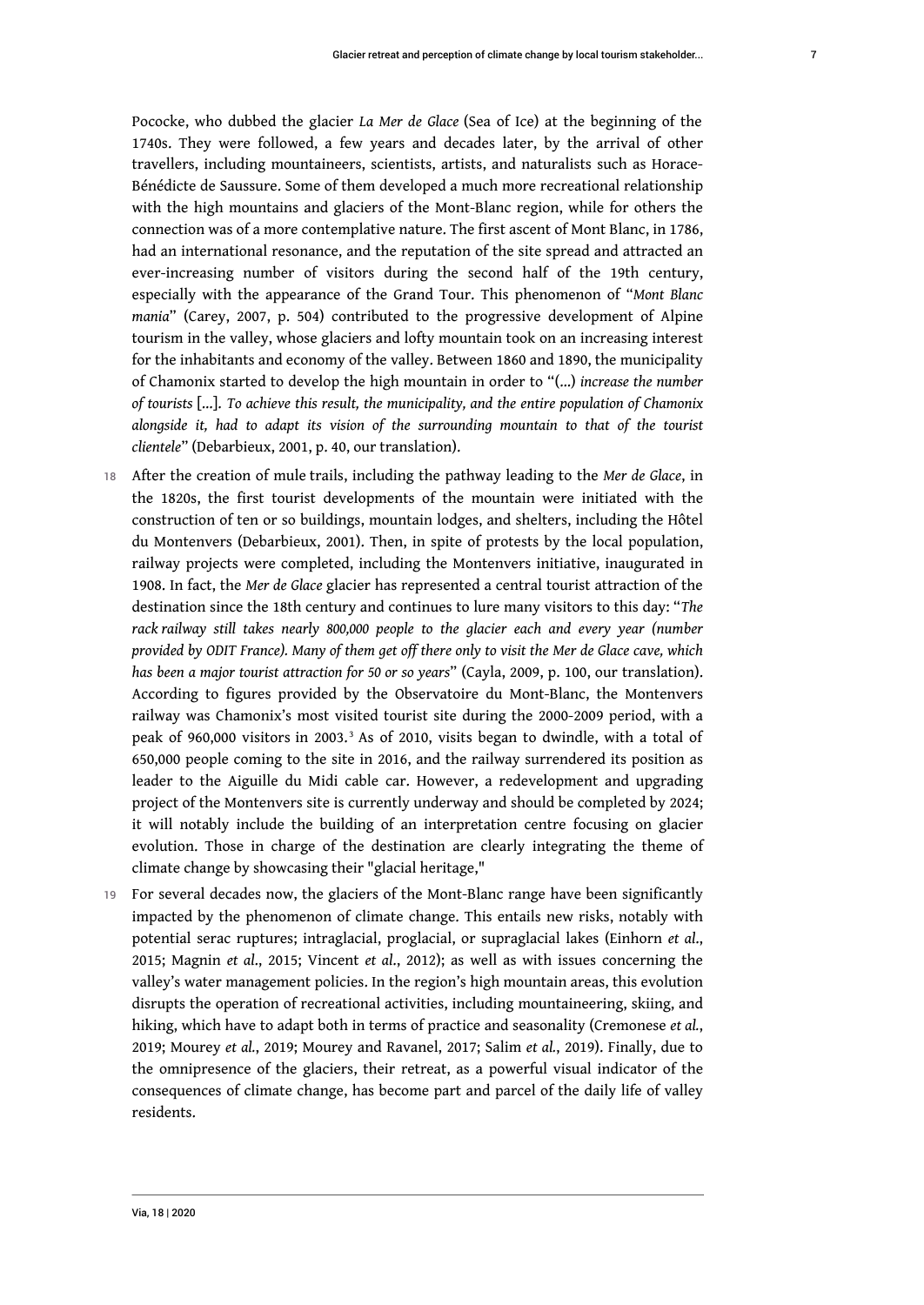Pococke, who dubbed the glacier *La Mer de Glace* (Sea of Ice) at the beginning of the 1740s. They were followed, a few years and decades later, by the arrival of other travellers, including mountaineers, scientists, artists, and naturalists such as Horace-Bénédicte de Saussure. Some of them developed a much more recreational relationship with the high mountains and glaciers of the Mont-Blanc region, while for others the connection was of a more contemplative nature. The first ascent of Mont Blanc, in 1786, had an international resonance, and the reputation of the site spread and attracted an ever-increasing number of visitors during the second half of the 19th century, especially with the appearance of the Grand Tour. This phenomenon of "*Mont Blanc mania*" (Carey, 2007, p. 504) contributed to the progressive development of Alpine tourism in the valley, whose glaciers and lofty mountain took on an increasing interest for the inhabitants and economy of the valley. Between 1860 and 1890, the municipality of Chamonix started to develop the high mountain in order to "(...) *increase the number of tourists* [...]. *To achieve this result, the municipality, and the entire population of Chamonix alongside it, had to adapt its vision of the surrounding mountain to that of the tourist clientele*" (Debarbieux, 2001, p. 40, our translation).

18 After the creation of mule trails, including the pathway leading to the *Mer de Glace*, in the 1820s, the first tourist developments of the mountain were initiated with the construction of ten or so buildings, mountain lodges, and shelters, including the Hôtel du Montenvers (Debarbieux, 2001). Then, in spite of protests by the local population, railway projects were completed, including the Montenvers initiative, inaugurated in 1908. In fact, the *Mer de Glace* glacier has represented a central tourist attraction of the destination since the 18th century and continues to lure many visitors to this day: "*The rack railway still takes nearly 800,000 people to the glacier each and every year (number provided by ODIT France). Many of them get off there only to visit the Mer de Glace cave, which has been a major tourist attraction for 50 or so years*" (Cayla, 2009, p. 100, our translation). According to figures provided by the Observatoire du Mont-Blanc, the Montenvers railway was Chamonix's most visited tourist site during the 2000-2009 period, with a peak of 960,000 visitors in 2003.[3] As of 2010, visits began to dwindle, with a total of 650,000 people coming to the site in 2016, and the railway surrendered its position as leader to the Aiguille du Midi cable car. However, a redevelopment and upgrading project of the Montenvers site is currently underway and should be completed by 2024; it will notably include the building of an interpretation centre focusing on glacier evolution. Those in charge of the destination are clearly integrating the theme of climate change by showcasing their "glacial heritage,"

19 For several decades now, the glaciers of the Mont-Blanc range have been significantly impacted by the phenomenon of climate change. This entails new risks, notably with potential serac ruptures; intraglacial, proglacial, or supraglacial lakes (Einhorn *et al.*, 2015; Magnin *et al.*, 2015; Vincent *et al.*, 2012); as well as with issues concerning the valley's water management policies. In the region's high mountain areas, this evolution disrupts the operation of recreational activities, including mountaineering, skiing, and hiking, which have to adapt both in terms of practice and seasonality (Cremonese *et al.*, 2019; Mourey *et al.*, 2019; Mourey and Ravanel, 2017; Salim *et al.*, 2019). Finally, due to the omnipresence of the glaciers, their retreat, as a powerful visual indicator of the consequences of climate change, has become part and parcel of the daily life of valley residents.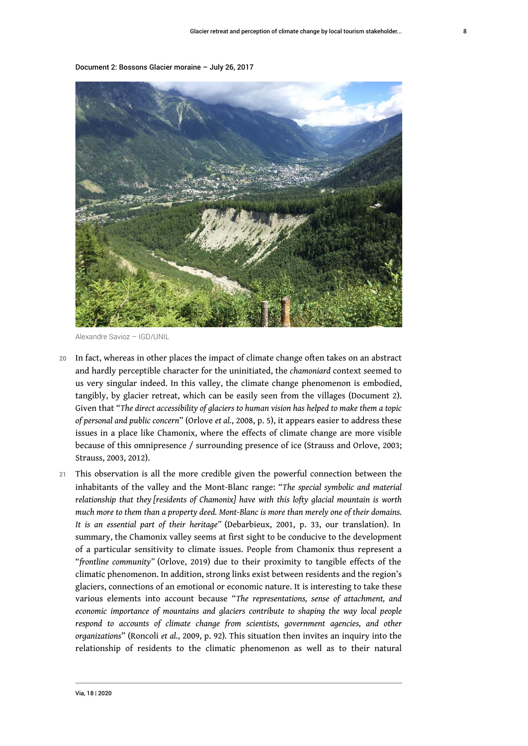Document 2: Bossons Glacier moraine – July 26, 2017

Alexandre Savioz – IGD/UNIL

20 In fact, whereas in other places the impact of climate change often takes on an abstract and hardly perceptible character for the uninitiated, the *chamoniard* context seemed to us very singular indeed. In this valley, the climate change phenomenon is embodied, tangibly, by glacier retreat, which can be easily seen from the villages (Document 2). Given that "*The direct accessibility of glaciers to human vision has helped to make them a topic of personal and public concern*" (Orlove *et al.*, 2008, p. 5), it appears easier to address these issues in a place like Chamonix, where the effects of climate change are more visible because of this omnipresence / surrounding presence of ice (Strauss and Orlove, 2003; Strauss, 2003, 2012).

21 This observation is all the more credible given the powerful connection between the inhabitants of the valley and the Mont-Blanc range: "*The special symbolic and material relationship that they [residents of Chamonix] have with this lofty glacial mountain is worth much more to them than a property deed. Mont-Blanc is more than merely one of their domains. It is an essential part of their heritage*" (Debarbieux, 2001, p. 33, our translation). In summary, the Chamonix valley seems at first sight to be conducive to the development of a particular sensitivity to climate issues. People from Chamonix thus represent a "*frontline community*" (Orlove, 2019) due to their proximity to tangible effects of the climatic phenomenon. In addition, strong links exist between residents and the region's glaciers, connections of an emotional or economic nature. It is interesting to take these various elements into account because "*The representations, sense of attachment, and economic importance of mountains and glaciers contribute to shaping the way local people respond to accounts of climate change from scientists, government agencies, and other organizations*" (Roncoli *et al.*, 2009, p. 92). This situation then invites an inquiry into the relationship of residents to the climatic phenomenon as well as to their natural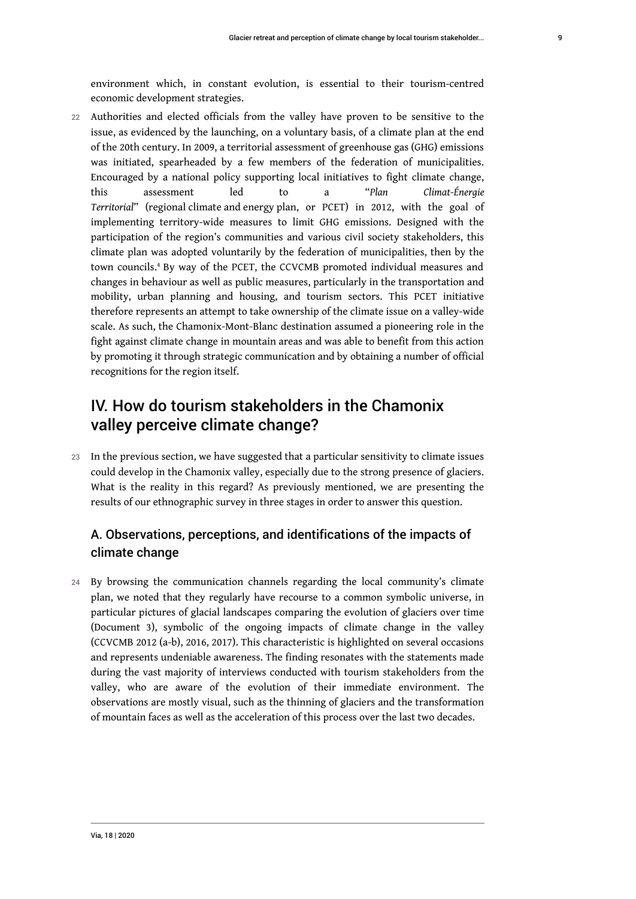environment which, in constant evolution, is essential to their tourism-centred economic development strategies.

22 Authorities and elected officials from the valley have proven to be sensitive to the issue, as evidenced by the launching, on a voluntary basis, of a climate plan at the end of the 20th century. In 2009, a territorial assessment of greenhouse gas (GHG) emissions was initiated, spearheaded by a few members of the federation of municipalities. Encouraged by a national policy supporting local initiatives to fight climate change, this assessment led to a "*Plan Climat-Énergie Territorial*" (regional climate and energy plan, or PCET) in 2012, with the goal of implementing territory-wide measures to limit GHG emissions. Designed with the participation of the region's communities and various civil society stakeholders, this climate plan was adopted voluntarily by the federation of municipalities, then by the town councils.[4] By way of the PCET, the CCVCMB promoted individual measures and changes in behaviour as well as public measures, particularly in the transportation and mobility, urban planning and housing, and tourism sectors. This PCET initiative therefore represents an attempt to take ownership of the climate issue on a valley-wide scale. As such, the Chamonix-Mont-Blanc destination assumed a pioneering role in the fight against climate change in mountain areas and was able to benefit from this action by promoting it through strategic communication and by obtaining a number of official recognitions for the region itself.

## IV. How do tourism stakeholders in the Chamonix valley perceive climate change?

23 In the previous section, we have suggested that a particular sensitivity to climate issues could develop in the Chamonix valley, especially due to the strong presence of glaciers. What is the reality in this regard? As previously mentioned, we are presenting the results of our ethnographic survey in three stages in order to answer this question.

### A. Observations, perceptions, and identifications of the impacts of climate change

24 By browsing the communication channels regarding the local community's climate plan, we noted that they regularly have recourse to a common symbolic universe, in particular pictures of glacial landscapes comparing the evolution of glaciers over time (Document 3), symbolic of the ongoing impacts of climate change in the valley (CCVCMB 2012 (a-b), 2016, 2017). This characteristic is highlighted on several occasions and represents undeniable awareness. The finding resonates with the statements made during the vast majority of interviews conducted with tourism stakeholders from the valley, who are aware of the evolution of their immediate environment. The observations are mostly visual, such as the thinning of glaciers and the transformation of mountain faces as well as the acceleration of this process over the last two decades.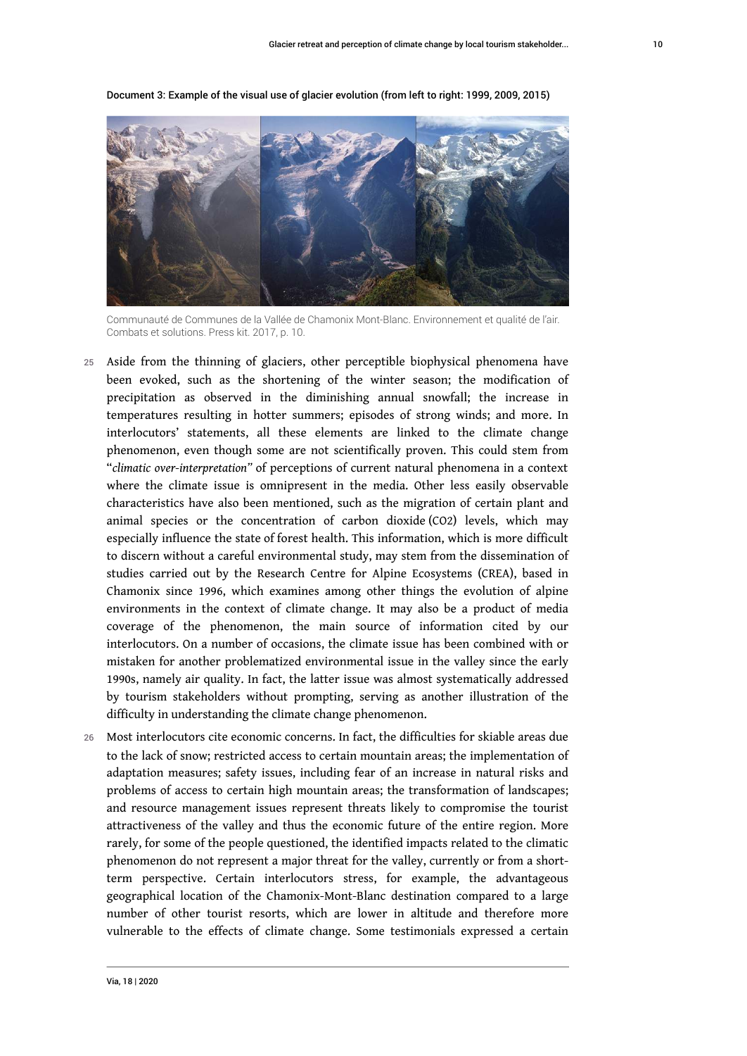Document 3: Example of the visual use of glacier evolution (from left to right: 1999, 2009, 2015)

Communauté de Communes de la Vallée de Chamonix Mont-Blanc. Environnement et qualité de l'air. Combats et solutions. Press kit. 2017, p. 10.

25 Aside from the thinning of glaciers, other perceptible biophysical phenomena have been evoked, such as the shortening of the winter season; the modification of precipitation as observed in the diminishing annual snowfall; the increase in temperatures resulting in hotter summers; episodes of strong winds; and more. In interlocutors' statements, all these elements are linked to the climate change phenomenon, even though some are not scientifically proven. This could stem from "*climatic over-interpretation*" of perceptions of current natural phenomena in a context where the climate issue is omnipresent in the media. Other less easily observable characteristics have also been mentioned, such as the migration of certain plant and animal species or the concentration of carbon dioxide ($CO_2$) levels, which may especially influence the state of forest health. This information, which is more difficult to discern without a careful environmental study, may stem from the dissemination of studies carried out by the Research Centre for Alpine Ecosystems (CREA), based in Chamonix since 1996, which examines among other things the evolution of alpine environments in the context of climate change. It may also be a product of media coverage of the phenomenon, the main source of information cited by our interlocutors. On a number of occasions, the climate issue has been combined with or mistaken for another problematized environmental issue in the valley since the early 1990s, namely air quality. In fact, the latter issue was almost systematically addressed by tourism stakeholders without prompting, serving as another illustration of the difficulty in understanding the climate change phenomenon.

26 Most interlocutors cite economic concerns. In fact, the difficulties for skiable areas due to the lack of snow; restricted access to certain mountain areas; the implementation of adaptation measures; safety issues, including fear of an increase in natural risks and problems of access to certain high mountain areas; the transformation of landscapes; and resource management issues represent threats likely to compromise the tourist attractiveness of the valley and thus the economic future of the entire region. More rarely, for some of the people questioned, the identified impacts related to the climatic phenomenon do not represent a major threat for the valley, currently or from a short-term perspective. Certain interlocutors stress, for example, the advantageous geographical location of the Chamonix-Mont-Blanc destination compared to a large number of other tourist resorts, which are lower in altitude and therefore more vulnerable to the effects of climate change. Some testimonials expressed a certain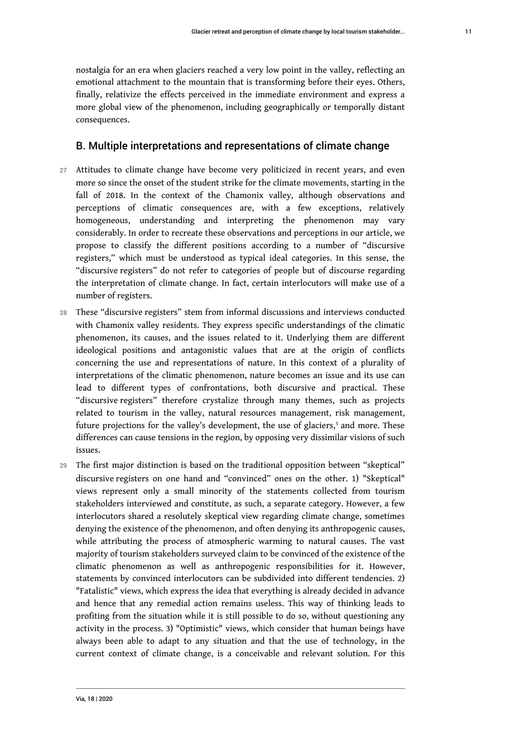nostalgia for an era when glaciers reached a very low point in the valley, reflecting an emotional attachment to the mountain that is transforming before their eyes. Others, finally, relativize the effects perceived in the immediate environment and express a more global view of the phenomenon, including geographically or temporally distant consequences.

## B. Multiple interpretations and representations of climate change

27 Attitudes to climate change have become very politicized in recent years, and even more so since the onset of the student strike for the climate movements, starting in the fall of 2018. In the context of the Chamonix valley, although observations and perceptions of climatic consequences are, with a few exceptions, relatively homogeneous, understanding and interpreting the phenomenon may vary considerably. In order to recreate these observations and perceptions in our article, we propose to classify the different positions according to a number of "discursive registers," which must be understood as typical ideal categories. In this sense, the "discursive registers" do not refer to categories of people but of discourse regarding the interpretation of climate change. In fact, certain interlocutors will make use of a number of registers.

28 These "discursive registers" stem from informal discussions and interviews conducted with Chamonix valley residents. They express specific understandings of the climatic phenomenon, its causes, and the issues related to it. Underlying them are different ideological positions and antagonistic values that are at the origin of conflicts concerning the use and representations of nature. In this context of a plurality of interpretations of the climatic phenomenon, nature becomes an issue and its use can lead to different types of confrontations, both discursive and practical. These "discursive registers" therefore crystalize through many themes, such as projects related to tourism in the valley, natural resources management, risk management, future projections for the valley's development, the use of glaciers,[5] and more. These differences can cause tensions in the region, by opposing very dissimilar visions of such issues.

29 The first major distinction is based on the traditional opposition between "skeptical" discursive registers on one hand and "convinced" ones on the other. 1) "Skeptical" views represent only a small minority of the statements collected from tourism stakeholders interviewed and constitute, as such, a separate category. However, a few interlocutors shared a resolutely skeptical view regarding climate change, sometimes denying the existence of the phenomenon, and often denying its anthropogenic causes, while attributing the process of atmospheric warming to natural causes. The vast majority of tourism stakeholders surveyed claim to be convinced of the existence of the climatic phenomenon as well as anthropogenic responsibilities for it. However, statements by convinced interlocutors can be subdivided into different tendencies. 2) "Fatalistic" views, which express the idea that everything is already decided in advance and hence that any remedial action remains useless. This way of thinking leads to profiting from the situation while it is still possible to do so, without questioning any activity in the process. 3) "Optimistic" views, which consider that human beings have always been able to adapt to any situation and that the use of technology, in the current context of climate change, is a conceivable and relevant solution. For this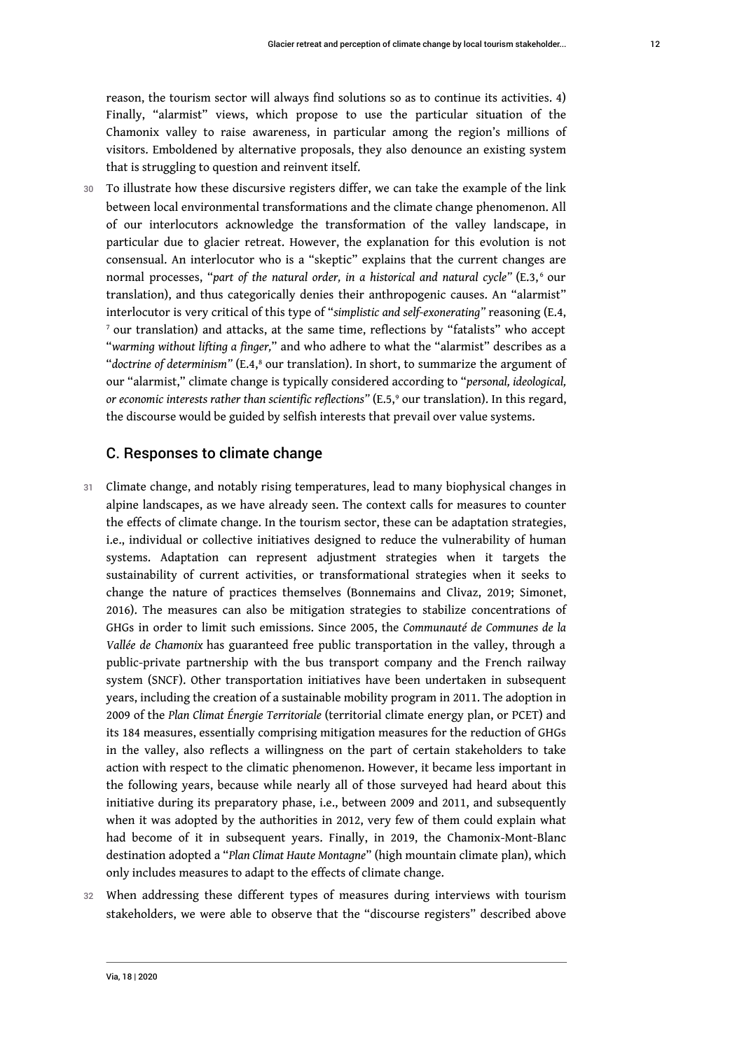reason, the tourism sector will always find solutions so as to continue its activities. 4) Finally, "alarmist" views, which propose to use the particular situation of the Chamonix valley to raise awareness, in particular among the region's millions of visitors. Emboldened by alternative proposals, they also denounce an existing system that is struggling to question and reinvent itself.

30 To illustrate how these discursive registers differ, we can take the example of the link between local environmental transformations and the climate change phenomenon. All of our interlocutors acknowledge the transformation of the valley landscape, in particular due to glacier retreat. However, the explanation for this evolution is not consensual. An interlocutor who is a "skeptic" explains that the current changes are normal processes, "*part of the natural order, in a historical and natural cycle*" (E.3,[6] our translation), and thus categorically denies their anthropogenic causes. An "alarmist" interlocutor is very critical of this type of "*simplistic and self-exonerating*" reasoning (E.4,[7] our translation) and attacks, at the same time, reflections by "fatalists" who accept "*warming without lifting a finger,*" and who adhere to what the "alarmist" describes as a "*doctrine of determinism*" (E.4,[8] our translation). In short, to summarize the argument of our "alarmist," climate change is typically considered according to "*personal, ideological, or economic interests rather than scientific reflections*" (E.5,[9] our translation). In this regard, the discourse would be guided by selfish interests that prevail over value systems.

## C. Responses to climate change

31 Climate change, and notably rising temperatures, lead to many biophysical changes in alpine landscapes, as we have already seen. The context calls for measures to counter the effects of climate change. In the tourism sector, these can be adaptation strategies, i.e., individual or collective initiatives designed to reduce the vulnerability of human systems. Adaptation can represent adjustment strategies when it targets the sustainability of current activities, or transformational strategies when it seeks to change the nature of practices themselves (Bonnemains and Clivaz, 2019; Simonet, 2016). The measures can also be mitigation strategies to stabilize concentrations of GHGs in order to limit such emissions. Since 2005, the *Communauté de Communes de la Vallée de Chamonix* has guaranteed free public transportation in the valley, through a public-private partnership with the bus transport company and the French railway system (SNCF). Other transportation initiatives have been undertaken in subsequent years, including the creation of a sustainable mobility program in 2011. The adoption in 2009 of the *Plan Climat Énergie Territoriale* (territorial climate energy plan, or PCET) and its 184 measures, essentially comprising mitigation measures for the reduction of GHGs in the valley, also reflects a willingness on the part of certain stakeholders to take action with respect to the climatic phenomenon. However, it became less important in the following years, because while nearly all of those surveyed had heard about this initiative during its preparatory phase, i.e., between 2009 and 2011, and subsequently when it was adopted by the authorities in 2012, very few of them could explain what had become of it in subsequent years. Finally, in 2019, the Chamonix-Mont-Blanc destination adopted a "*Plan Climat Haute Montagne*" (high mountain climate plan), which only includes measures to adapt to the effects of climate change.

32 When addressing these different types of measures during interviews with tourism stakeholders, we were able to observe that the "discourse registers" described above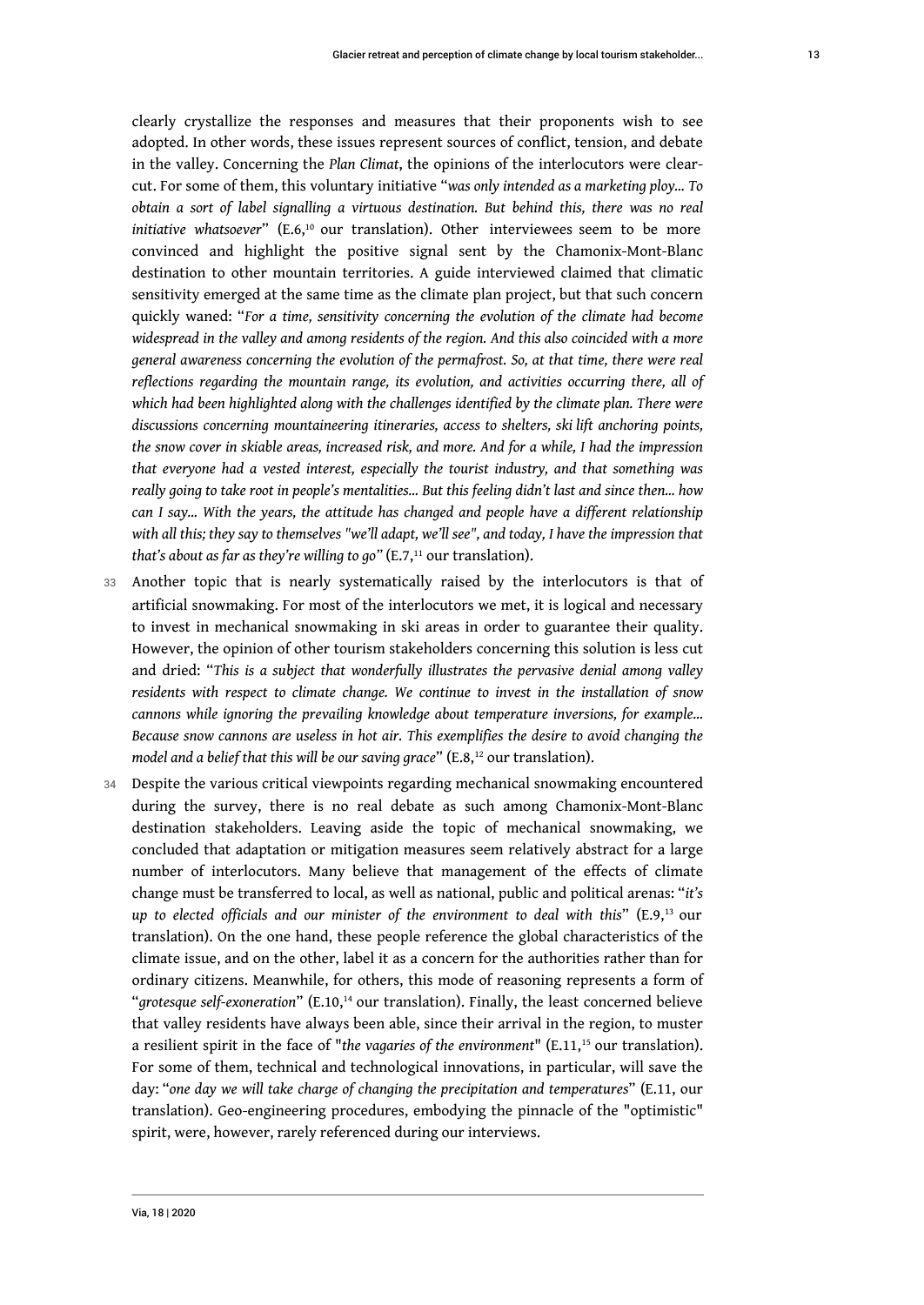clearly crystallize the responses and measures that their proponents wish to see adopted. In other words, these issues represent sources of conflict, tension, and debate in the valley. Concerning the *Plan Climat*, the opinions of the interlocutors were clear-cut. For some of them, this voluntary initiative "*was only intended as a marketing ploy... To obtain a sort of label signalling a virtuous destination. But behind this, there was no real initiative whatsoever*" (E.6,[10] our translation). Other interviewees seem to be more convinced and highlight the positive signal sent by the Chamonix-Mont-Blanc destination to other mountain territories. A guide interviewed claimed that climatic sensitivity emerged at the same time as the climate plan project, but that such concern quickly waned: "*For a time, sensitivity concerning the evolution of the climate had become widespread in the valley and among residents of the region. And this also coincided with a more general awareness concerning the evolution of the permafrost. So, at that time, there were real reflections regarding the mountain range, its evolution, and activities occurring there, all of which had been highlighted along with the challenges identified by the climate plan. There were discussions concerning mountaineering itineraries, access to shelters, ski lift anchoring points, the snow cover in skiable areas, increased risk, and more. And for a while, I had the impression that everyone had a vested interest, especially the tourist industry, and that something was really going to take root in people's mentalities... But this feeling didn't last and since then... how can I say... With the years, the attitude has changed and people have a different relationship with all this; they say to themselves "we'll adapt, we'll see", and today, I have the impression that that's about as far as they're willing to go*" (E.7,[11] our translation).

33 Another topic that is nearly systematically raised by the interlocutors is that of artificial snowmaking. For most of the interlocutors we met, it is logical and necessary to invest in mechanical snowmaking in ski areas in order to guarantee their quality. However, the opinion of other tourism stakeholders concerning this solution is less cut and dried: "*This is a subject that wonderfully illustrates the pervasive denial among valley residents with respect to climate change. We continue to invest in the installation of snow cannons while ignoring the prevailing knowledge about temperature inversions, for example... Because snow cannons are useless in hot air. This exemplifies the desire to avoid changing the model and a belief that this will be our saving grace*" (E.8,[12] our translation).

34 Despite the various critical viewpoints regarding mechanical snowmaking encountered during the survey, there is no real debate as such among Chamonix-Mont-Blanc destination stakeholders. Leaving aside the topic of mechanical snowmaking, we concluded that adaptation or mitigation measures seem relatively abstract for a large number of interlocutors. Many believe that management of the effects of climate change must be transferred to local, as well as national, public and political arenas: "*it's up to elected officials and our minister of the environment to deal with this*" (E.9,[13] our translation). On the one hand, these people reference the global characteristics of the climate issue, and on the other, label it as a concern for the authorities rather than for ordinary citizens. Meanwhile, for others, this mode of reasoning represents a form of "*grotesque self-exoneration*" (E.10,[14] our translation). Finally, the least concerned believe that valley residents have always been able, since their arrival in the region, to muster a resilient spirit in the face of "*the vagaries of the environment*" (E.11,[15] our translation). For some of them, technical and technological innovations, in particular, will save the day: "*one day we will take charge of changing the precipitation and temperatures*" (E.11, our translation). Geo-engineering procedures, embodying the pinnacle of the "optimistic" spirit, were, however, rarely referenced during our interviews.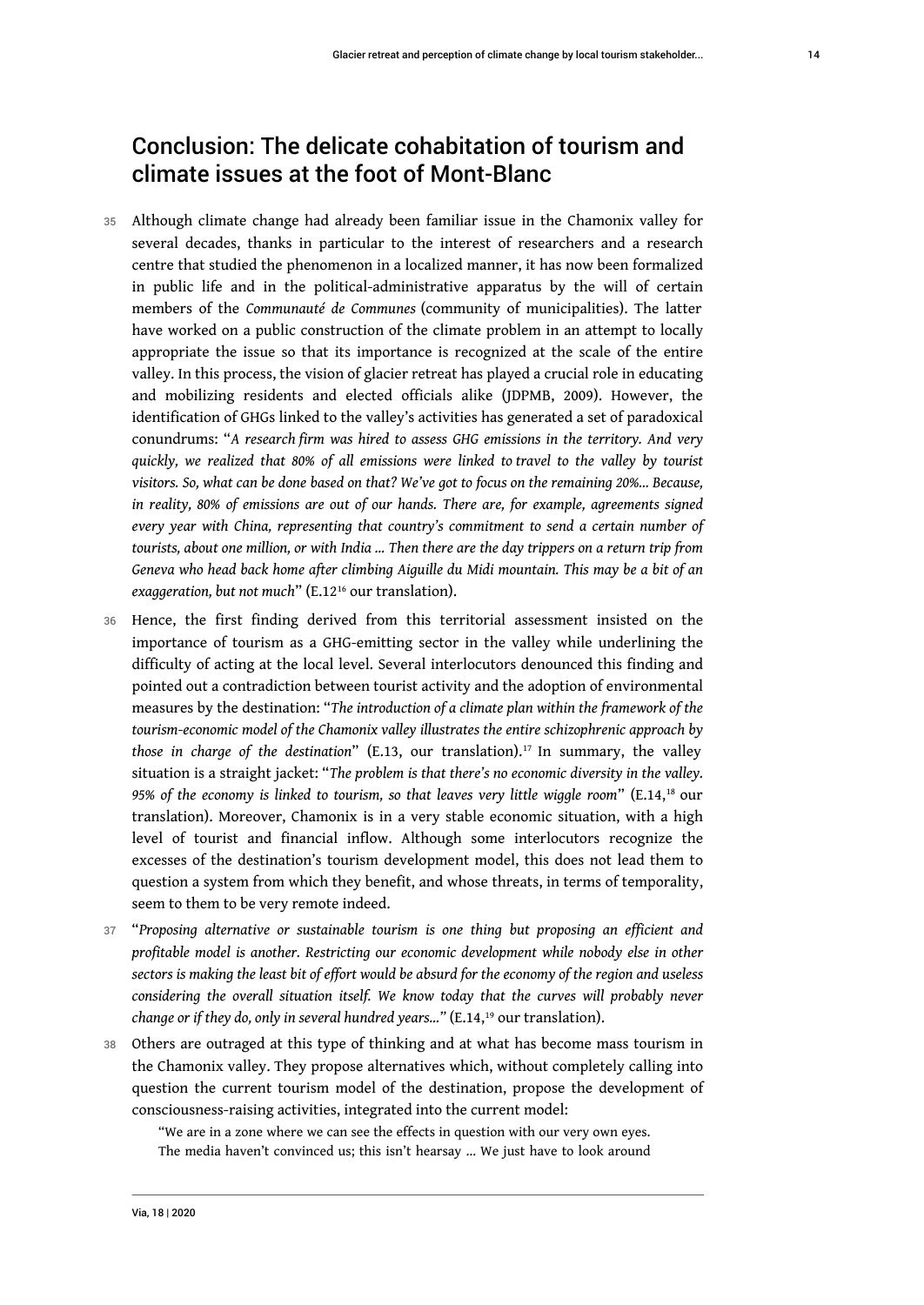## Conclusion: The delicate cohabitation of tourism and climate issues at the foot of Mont-Blanc

35 Although climate change had already been familiar issue in the Chamonix valley for several decades, thanks in particular to the interest of researchers and a research centre that studied the phenomenon in a localized manner, it has now been formalized in public life and in the political-administrative apparatus by the will of certain members of the *Communauté de Communes* (community of municipalities). The latter have worked on a public construction of the climate problem in an attempt to locally appropriate the issue so that its importance is recognized at the scale of the entire valley. In this process, the vision of glacier retreat has played a crucial role in educating and mobilizing residents and elected officials alike (JDPMB, 2009). However, the identification of GHGs linked to the valley's activities has generated a set of paradoxical conundrums: "*A research firm was hired to assess GHG emissions in the territory. And very quickly, we realized that 80% of all emissions were linked to travel to the valley by tourist visitors. So, what can be done based on that? We've got to focus on the remaining 20%... Because, in reality, 80% of emissions are out of our hands. There are, for example, agreements signed every year with China, representing that country's commitment to send a certain number of tourists, about one million, or with India ... Then there are the day trippers on a return trip from Geneva who head back home after climbing Aiguille du Midi mountain. This may be a bit of an exaggeration, but not much*" (E.12[16] our translation).

36 Hence, the first finding derived from this territorial assessment insisted on the importance of tourism as a GHG-emitting sector in the valley while underlining the difficulty of acting at the local level. Several interlocutors denounced this finding and pointed out a contradiction between tourist activity and the adoption of environmental measures by the destination: "*The introduction of a climate plan within the framework of the tourism-economic model of the Chamonix valley illustrates the entire schizophrenic approach by those in charge of the destination*" (E.13, our translation).[17] In summary, the valley situation is a straight jacket: "*The problem is that there's no economic diversity in the valley. 95% of the economy is linked to tourism, so that leaves very little wiggle room*" (E.14,[18] our translation). Moreover, Chamonix is in a very stable economic situation, with a high level of tourist and financial inflow. Although some interlocutors recognize the excesses of the destination's tourism development model, this does not lead them to question a system from which they benefit, and whose threats, in terms of temporality, seem to them to be very remote indeed.

37 "*Proposing alternative or sustainable tourism is one thing but proposing an efficient and profitable model is another. Restricting our economic development while nobody else in other sectors is making the least bit of effort would be absurd for the economy of the region and useless considering the overall situation itself. We know today that the curves will probably never change or if they do, only in several hundred years...*" (E.14,[19] our translation).

38 Others are outraged at this type of thinking and at what has become mass tourism in the Chamonix valley. They propose alternatives which, without completely calling into question the current tourism model of the destination, propose the development of consciousness-raising activities, integrated into the current model:

> "We are in a zone where we can see the effects in question with our very own eyes. The media haven't convinced us; this isn't hearsay ... We just have to look around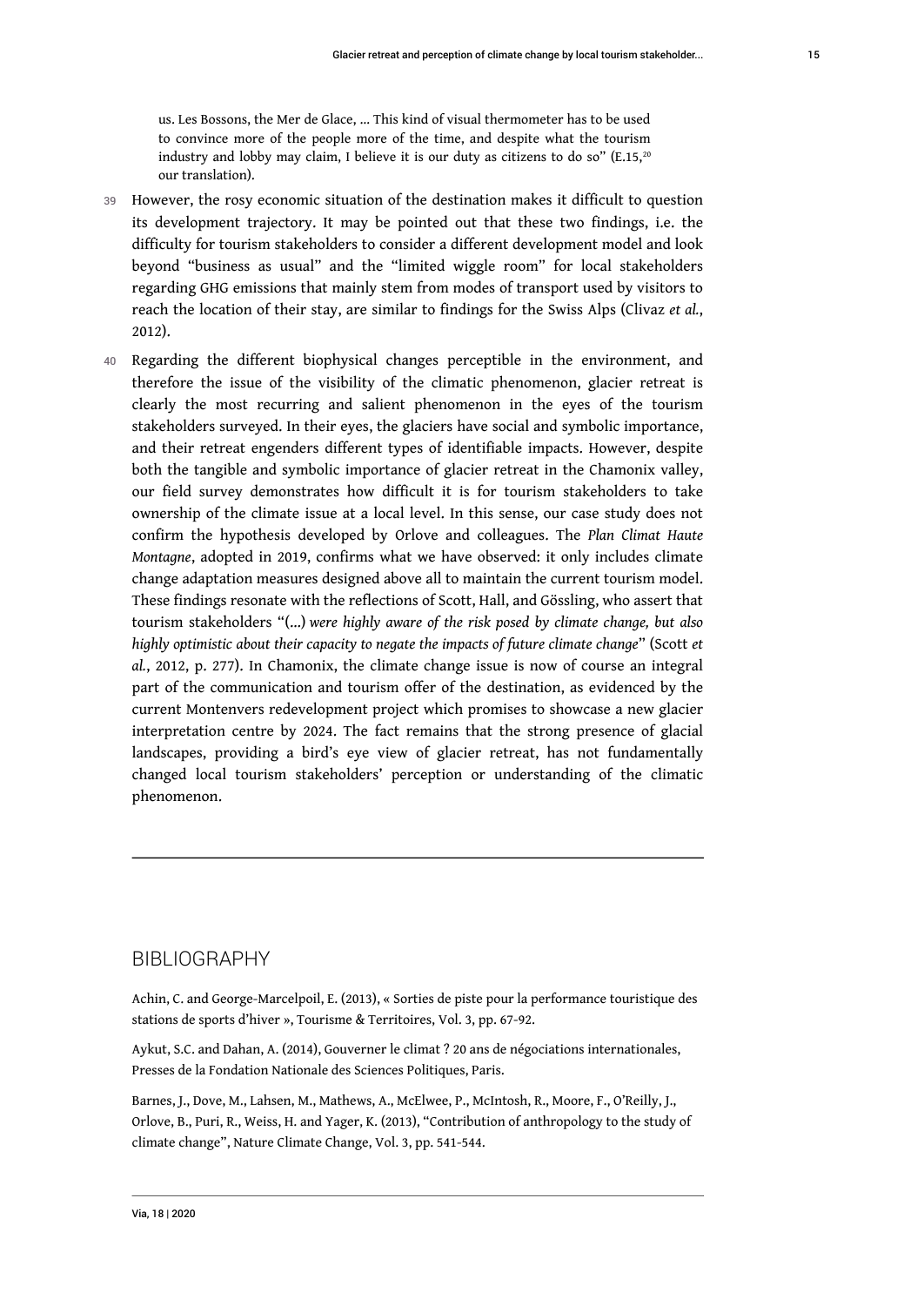> us. Les Bossons, the Mer de Glace, ... This kind of visual thermometer has to be used to convince more of the people more of the time, and despite what the tourism industry and lobby may claim, I believe it is our duty as citizens to do so" (E.15,[20] our translation).

39 However, the rosy economic situation of the destination makes it difficult to question its development trajectory. It may be pointed out that these two findings, i.e. the difficulty for tourism stakeholders to consider a different development model and look beyond "business as usual" and the "limited wiggle room" for local stakeholders regarding GHG emissions that mainly stem from modes of transport used by visitors to reach the location of their stay, are similar to findings for the Swiss Alps (Clivaz *et al.*, 2012).

40 Regarding the different biophysical changes perceptible in the environment, and therefore the issue of the visibility of the climatic phenomenon, glacier retreat is clearly the most recurring and salient phenomenon in the eyes of the tourism stakeholders surveyed. In their eyes, the glaciers have social and symbolic importance, and their retreat engenders different types of identifiable impacts. However, despite both the tangible and symbolic importance of glacier retreat in the Chamonix valley, our field survey demonstrates how difficult it is for tourism stakeholders to take ownership of the climate issue at a local level. In this sense, our case study does not confirm the hypothesis developed by Orlove and colleagues. The *Plan Climat Haute Montagne*, adopted in 2019, confirms what we have observed: it only includes climate change adaptation measures designed above all to maintain the current tourism model. These findings resonate with the reflections of Scott, Hall, and Gössling, who assert that tourism stakeholders "(...) *were highly aware of the risk posed by climate change, but also highly optimistic about their capacity to negate the impacts of future climate change*" (Scott *et al.*, 2012, p. 277). In Chamonix, the climate change issue is now of course an integral part of the communication and tourism offer of the destination, as evidenced by the current Montenvers redevelopment project which promises to showcase a new glacier interpretation centre by 2024. The fact remains that the strong presence of glacial landscapes, providing a bird's eye view of glacier retreat, has not fundamentally changed local tourism stakeholders' perception or understanding of the climatic phenomenon.

---

## BIBLIOGRAPHY

Achin, C. and George-Marcelpoil, E. (2013), « Sorties de piste pour la performance touristique des stations de sports d'hiver », Tourisme & Territoires, Vol. 3, pp. 67-92.

Aykut, S.C. and Dahan, A. (2014), Gouverner le climat ? 20 ans de négociations internationales, Presses de la Fondation Nationale des Sciences Politiques, Paris.

Barnes, J., Dove, M., Lahsen, M., Mathews, A., McElwee, P., McIntosh, R., Moore, F., O'Reilly, J., Orlove, B., Puri, R., Weiss, H. and Yager, K. (2013), "Contribution of anthropology to the study of climate change", Nature Climate Change, Vol. 3, pp. 541-544.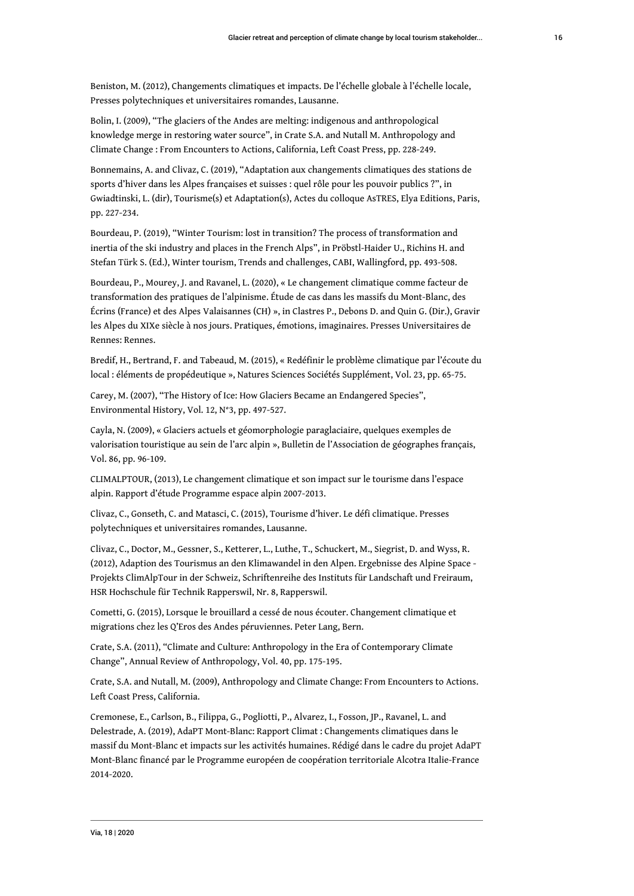Beniston, M. (2012), Changements climatiques et impacts. De l'échelle globale à l'échelle locale, Presses polytechniques et universitaires romandes, Lausanne.

Bolin, I. (2009), "The glaciers of the Andes are melting: indigenous and anthropological knowledge merge in restoring water source", in Crate S.A. and Nutall M. Anthropology and Climate Change : From Encounters to Actions, California, Left Coast Press, pp. 228-249.

Bonnemains, A. and Clivaz, C. (2019), "Adaptation aux changements climatiques des stations de sports d'hiver dans les Alpes françaises et suisses : quel rôle pour les pouvoir publics ?", in Gwiadtinski, L. (dir), Tourisme(s) et Adaptation(s), Actes du colloque AsTRES, Elya Editions, Paris, pp. 227-234.

Bourdeau, P. (2019), "Winter Tourism: lost in transition? The process of transformation and inertia of the ski industry and places in the French Alps", in Pröbstl-Haider U., Richins H. and Stefan Türk S. (Ed.), Winter tourism, Trends and challenges, CABI, Wallingford, pp. 493-508.

Bourdeau, P., Mourey, J. and Ravanel, L. (2020), « Le changement climatique comme facteur de transformation des pratiques de l'alpinisme. Étude de cas dans les massifs du Mont-Blanc, des Écrins (France) et des Alpes Valaisannes (CH) », in Clastres P., Debons D. and Quin G. (Dir.), Gravir les Alpes du XIXe siècle à nos jours. Pratiques, émotions, imaginaires. Presses Universitaires de Rennes: Rennes.

Bredif, H., Bertrand, F. and Tabeaud, M. (2015), « Redéfinir le problème climatique par l'écoute du local : éléments de propédeutique », Natures Sciences Sociétés Supplément, Vol. 23, pp. 65-75.

Carey, M. (2007), "The History of Ice: How Glaciers Became an Endangered Species", Environmental History, Vol. 12, N°3, pp. 497-527.

Cayla, N. (2009), « Glaciers actuels et géomorphologie paraglaciaire, quelques exemples de valorisation touristique au sein de l'arc alpin », Bulletin de l'Association de géographes français, Vol. 86, pp. 96-109.

CLIMALPTOUR, (2013), Le changement climatique et son impact sur le tourisme dans l'espace alpin. Rapport d'étude Programme espace alpin 2007-2013.

Clivaz, C., Gonseth, C. and Matasci, C. (2015), Tourisme d'hiver. Le défi climatique. Presses polytechniques et universitaires romandes, Lausanne.

Clivaz, C., Doctor, M., Gessner, S., Ketterer, L., Luthe, T., Schuckert, M., Siegrist, D. and Wyss, R. (2012), Adaption des Tourismus an den Klimawandel in den Alpen. Ergebnisse des Alpine Space - Projekts ClimAlpTour in der Schweiz, Schriftenreihe des Instituts für Landschaft und Freiraum, HSR Hochschule für Technik Rapperswil, Nr. 8, Rapperswil.

Cometti, G. (2015), Lorsque le brouillard a cessé de nous écouter. Changement climatique et migrations chez les Q'Eros des Andes péruviennes. Peter Lang, Bern.

Crate, S.A. (2011), "Climate and Culture: Anthropology in the Era of Contemporary Climate Change", Annual Review of Anthropology, Vol. 40, pp. 175-195.

Crate, S.A. and Nutall, M. (2009), Anthropology and Climate Change: From Encounters to Actions. Left Coast Press, California.

Cremonese, E., Carlson, B., Filippa, G., Pogliotti, P., Alvarez, I., Fosson, JP., Ravanel, L. and Delestrade, A. (2019), AdaPT Mont-Blanc: Rapport Climat : Changements climatiques dans le massif du Mont-Blanc et impacts sur les activités humaines. Rédigé dans le cadre du projet AdaPT Mont-Blanc financé par le Programme européen de coopération territoriale Alcotra Italie-France 2014-2020.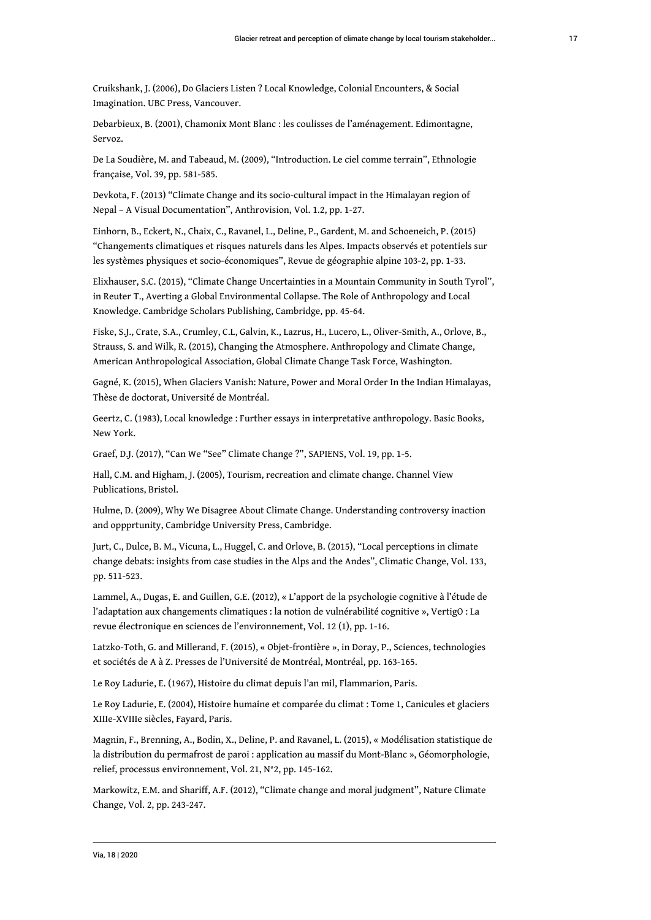Cruikshank, J. (2006), Do Glaciers Listen ? Local Knowledge, Colonial Encounters, & Social Imagination. UBC Press, Vancouver.

Debarbieux, B. (2001), Chamonix Mont Blanc : les coulisses de l'aménagement. Edimontagne, Servoz.

De La Soudière, M. and Tabeaud, M. (2009), "Introduction. Le ciel comme terrain", Ethnologie française, Vol. 39, pp. 581-585.

Devkota, F. (2013) "Climate Change and its socio-cultural impact in the Himalayan region of Nepal – A Visual Documentation", Anthrovision, Vol. 1.2, pp. 1-27.

Einhorn, B., Eckert, N., Chaix, C., Ravanel, L., Deline, P., Gardent, M. and Schoeneich, P. (2015) "Changements climatiques et risques naturels dans les Alpes. Impacts observés et potentiels sur les systèmes physiques et socio-économiques", Revue de géographie alpine 103-2, pp. 1-33.

Elixhauser, S.C. (2015), "Climate Change Uncertainties in a Mountain Community in South Tyrol", in Reuter T., Averting a Global Environmental Collapse. The Role of Anthropology and Local Knowledge. Cambridge Scholars Publishing, Cambridge, pp. 45-64.

Fiske, S.J., Crate, S.A., Crumley, C.L, Galvin, K., Lazrus, H., Lucero, L., Oliver-Smith, A., Orlove, B., Strauss, S. and Wilk, R. (2015), Changing the Atmosphere. Anthropology and Climate Change, American Anthropological Association, Global Climate Change Task Force, Washington.

Gagné, K. (2015), When Glaciers Vanish: Nature, Power and Moral Order In the Indian Himalayas, Thèse de doctorat, Université de Montréal.

Geertz, C. (1983), Local knowledge : Further essays in interpretative anthropology. Basic Books, New York.

Graef, D.J. (2017), "Can We "See" Climate Change ?", SAPIENS, Vol. 19, pp. 1-5.

Hall, C.M. and Higham, J. (2005), Tourism, recreation and climate change. Channel View Publications, Bristol.

Hulme, D. (2009), Why We Disagree About Climate Change. Understanding controversy inaction and oppprtunity, Cambridge University Press, Cambridge.

Jurt, C., Dulce, B. M., Vicuna, L., Huggel, C. and Orlove, B. (2015), "Local perceptions in climate change debats: insights from case studies in the Alps and the Andes", Climatic Change, Vol. 133, pp. 511-523.

Lammel, A., Dugas, E. and Guillen, G.E. (2012), « L'apport de la psychologie cognitive à l'étude de l'adaptation aux changements climatiques : la notion de vulnérabilité cognitive », VertigO : La revue électronique en sciences de l'environnement, Vol. 12 (1), pp. 1-16.

Latzko-Toth, G. and Millerand, F. (2015), « Objet-frontière », in Doray, P., Sciences, technologies et sociétés de A à Z. Presses de l'Université de Montréal, Montréal, pp. 163-165.

Le Roy Ladurie, E. (1967), Histoire du climat depuis l'an mil, Flammarion, Paris.

Le Roy Ladurie, E. (2004), Histoire humaine et comparée du climat : Tome 1, Canicules et glaciers XIIIe-XVIIIe siècles, Fayard, Paris.

Magnin, F., Brenning, A., Bodin, X., Deline, P. and Ravanel, L. (2015), « Modélisation statistique de la distribution du permafrost de paroi : application au massif du Mont-Blanc », Géomorphologie, relief, processus environnement, Vol. 21, N°2, pp. 145-162.

Markowitz, E.M. and Shariff, A.F. (2012), "Climate change and moral judgment", Nature Climate Change, Vol. 2, pp. 243-247.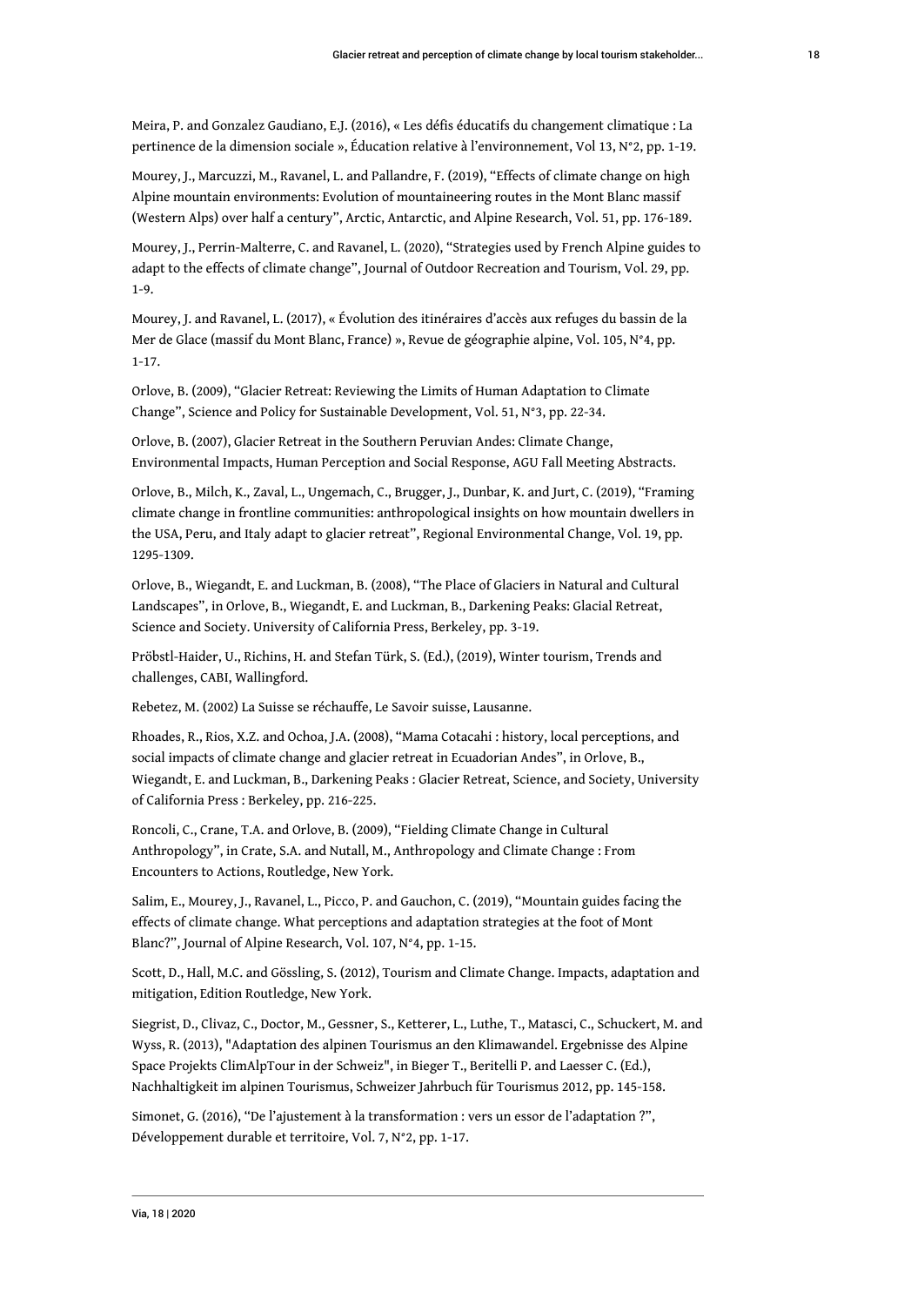Meira, P. and Gonzalez Gaudiano, E.J. (2016), « Les défis éducatifs du changement climatique : La pertinence de la dimension sociale », Éducation relative à l'environnement, Vol 13, N°2, pp. 1-19.

Mourey, J., Marcuzzi, M., Ravanel, L. and Pallandre, F. (2019), "Effects of climate change on high Alpine mountain environments: Evolution of mountaineering routes in the Mont Blanc massif (Western Alps) over half a century", Arctic, Antarctic, and Alpine Research, Vol. 51, pp. 176-189.

Mourey, J., Perrin-Malterre, C. and Ravanel, L. (2020), "Strategies used by French Alpine guides to adapt to the effects of climate change", Journal of Outdoor Recreation and Tourism, Vol. 29, pp. 1-9.

Mourey, J. and Ravanel, L. (2017), « Évolution des itinéraires d'accès aux refuges du bassin de la Mer de Glace (massif du Mont Blanc, France) », Revue de géographie alpine, Vol. 105, N°4, pp. 1-17.

Orlove, B. (2009), "Glacier Retreat: Reviewing the Limits of Human Adaptation to Climate Change", Science and Policy for Sustainable Development, Vol. 51, N°3, pp. 22-34.

Orlove, B. (2007), Glacier Retreat in the Southern Peruvian Andes: Climate Change, Environmental Impacts, Human Perception and Social Response, AGU Fall Meeting Abstracts.

Orlove, B., Milch, K., Zaval, L., Ungemach, C., Brugger, J., Dunbar, K. and Jurt, C. (2019), "Framing climate change in frontline communities: anthropological insights on how mountain dwellers in the USA, Peru, and Italy adapt to glacier retreat", Regional Environmental Change, Vol. 19, pp. 1295-1309.

Orlove, B., Wiegandt, E. and Luckman, B. (2008), "The Place of Glaciers in Natural and Cultural Landscapes", in Orlove, B., Wiegandt, E. and Luckman, B., Darkening Peaks: Glacial Retreat, Science and Society. University of California Press, Berkeley, pp. 3-19.

Pröbstl-Haider, U., Richins, H. and Stefan Türk, S. (Ed.), (2019), Winter tourism, Trends and challenges, CABI, Wallingford.

Rebetez, M. (2002) La Suisse se réchauffe, Le Savoir suisse, Lausanne.

Rhoades, R., Rios, X.Z. and Ochoa, J.A. (2008), "Mama Cotacahi : history, local perceptions, and social impacts of climate change and glacier retreat in Ecuadorian Andes", in Orlove, B., Wiegandt, E. and Luckman, B., Darkening Peaks : Glacier Retreat, Science, and Society, University of California Press : Berkeley, pp. 216-225.

Roncoli, C., Crane, T.A. and Orlove, B. (2009), "Fielding Climate Change in Cultural Anthropology", in Crate, S.A. and Nutall, M., Anthropology and Climate Change : From Encounters to Actions, Routledge, New York.

Salim, E., Mourey, J., Ravanel, L., Picco, P. and Gauchon, C. (2019), "Mountain guides facing the effects of climate change. What perceptions and adaptation strategies at the foot of Mont Blanc?", Journal of Alpine Research, Vol. 107, N°4, pp. 1-15.

Scott, D., Hall, M.C. and Gössling, S. (2012), Tourism and Climate Change. Impacts, adaptation and mitigation, Edition Routledge, New York.

Siegrist, D., Clivaz, C., Doctor, M., Gessner, S., Ketterer, L., Luthe, T., Matasci, C., Schuckert, M. and Wyss, R. (2013), "Adaptation des alpinen Tourismus an den Klimawandel. Ergebnisse des Alpine Space Projekts ClimAlpTour in der Schweiz", in Bieger T., Beritelli P. and Laesser C. (Ed.), Nachhaltigkeit im alpinen Tourismus, Schweizer Jahrbuch für Tourismus 2012, pp. 145-158.

Simonet, G. (2016), "De l'ajustement à la transformation : vers un essor de l'adaptation ?", Développement durable et territoire, Vol. 7, N°2, pp. 1-17.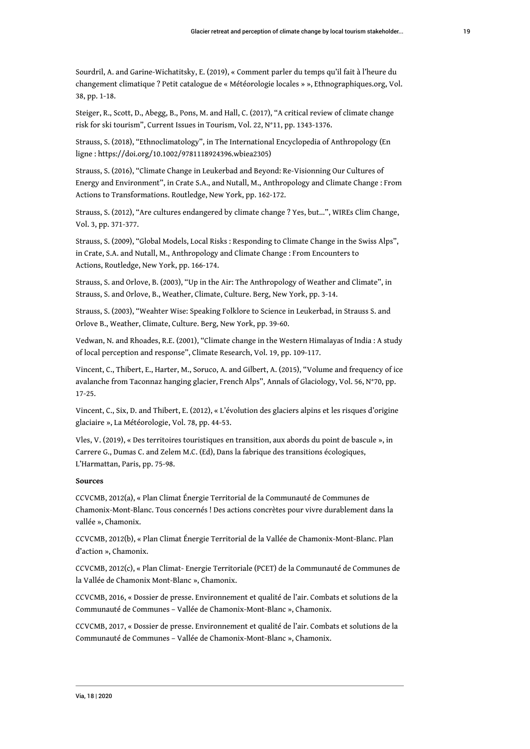Sourdril, A. and Garine-Wichatitsky, E. (2019), « Comment parler du temps qu'il fait à l'heure du changement climatique ? Petit catalogue de « Météorologie locales » », Ethnographiques.org, Vol. 38, pp. 1-18.

Steiger, R., Scott, D., Abegg, B., Pons, M. and Hall, C. (2017), "A critical review of climate change risk for ski tourism", Current Issues in Tourism, Vol. 22, N°11, pp. 1343-1376.

Strauss, S. (2018), "Ethnoclimatology", in The International Encyclopedia of Anthropology (En ligne : https://doi.org/10.1002/9781118924396.wbiea2305)

Strauss, S. (2016), "Climate Change in Leukerbad and Beyond: Re-Visionning Our Cultures of Energy and Environment", in Crate S.A., and Nutall, M., Anthropology and Climate Change : From Actions to Transformations. Routledge, New York, pp. 162-172.

Strauss, S. (2012), "Are cultures endangered by climate change ? Yes, but...", WIREs Clim Change, Vol. 3, pp. 371-377.

Strauss, S. (2009), "Global Models, Local Risks : Responding to Climate Change in the Swiss Alps", in Crate, S.A. and Nutall, M., Anthropology and Climate Change : From Encounters to Actions, Routledge, New York, pp. 166-174.

Strauss, S. and Orlove, B. (2003), "Up in the Air: The Anthropology of Weather and Climate", in Strauss, S. and Orlove, B., Weather, Climate, Culture. Berg, New York, pp. 3-14.

Strauss, S. (2003), "Weahter Wise: Speaking Folklore to Science in Leukerbad, in Strauss S. and Orlove B., Weather, Climate, Culture. Berg, New York, pp. 39-60.

Vedwan, N. and Rhoades, R.E. (2001), "Climate change in the Western Himalayas of India : A study of local perception and response", Climate Research, Vol. 19, pp. 109-117.

Vincent, C., Thibert, E., Harter, M., Soruco, A. and Gilbert, A. (2015), "Volume and frequency of ice avalanche from Taconnaz hanging glacier, French Alps", Annals of Glaciology, Vol. 56, N°70, pp. 17-25.

Vincent, C., Six, D. and Thibert, E. (2012), « L'évolution des glaciers alpins et les risques d'origine glaciaire », La Météorologie, Vol. 78, pp. 44-53.

Vles, V. (2019), « Des territoires touristiques en transition, aux abords du point de bascule », in Carrere G., Dumas C. and Zelem M.C. (Ed), Dans la fabrique des transitions écologiques, L'Harmattan, Paris, pp. 75-98.

**Sources**

CCVCMB, 2012(a), « Plan Climat Énergie Territorial de la Communauté de Communes de Chamonix-Mont-Blanc. Tous concernés ! Des actions concrètes pour vivre durablement dans la vallée », Chamonix.

CCVCMB, 2012(b), « Plan Climat Énergie Territorial de la Vallée de Chamonix-Mont-Blanc. Plan d'action », Chamonix.

CCVCMB, 2012(c), « Plan Climat- Energie Territoriale (PCET) de la Communauté de Communes de la Vallée de Chamonix Mont-Blanc », Chamonix.

CCVCMB, 2016, « Dossier de presse. Environnement et qualité de l'air. Combats et solutions de la Communauté de Communes – Vallée de Chamonix-Mont-Blanc », Chamonix.

CCVCMB, 2017, « Dossier de presse. Environnement et qualité de l'air. Combats et solutions de la Communauté de Communes – Vallée de Chamonix-Mont-Blanc », Chamonix.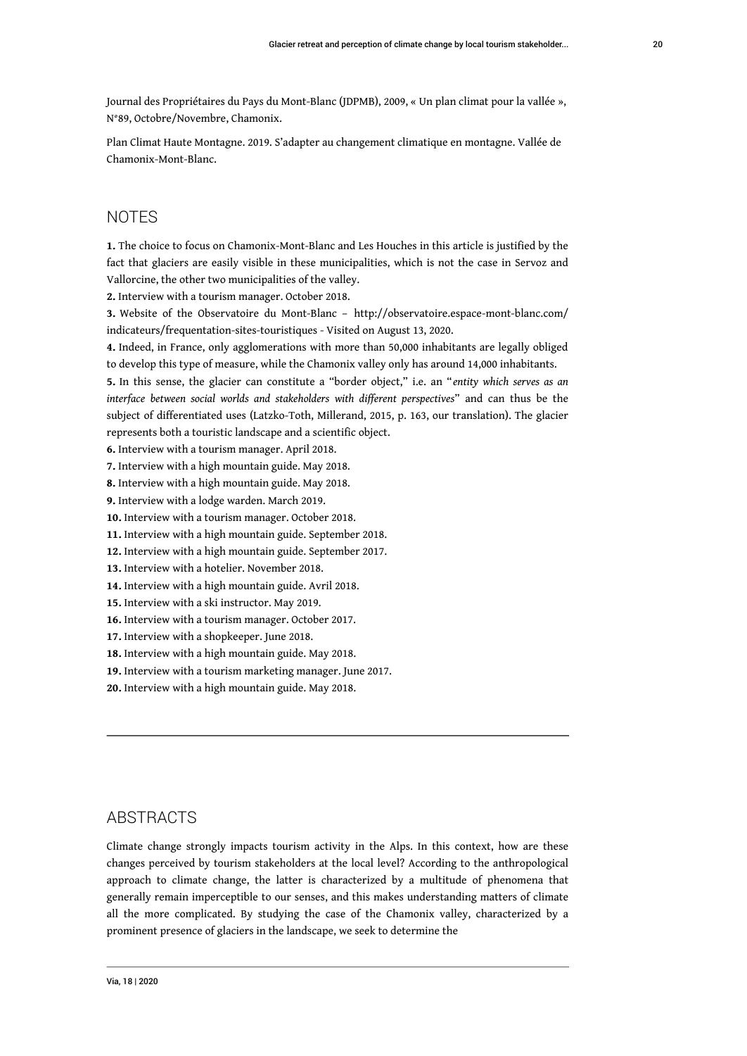Journal des Propriétaires du Pays du Mont-Blanc (JDPMB), 2009, « Un plan climat pour la vallée », N°89, Octobre/Novembre, Chamonix.

Plan Climat Haute Montagne. 2019. S'adapter au changement climatique en montagne. Vallée de Chamonix-Mont-Blanc.

## NOTES

**1.** The choice to focus on Chamonix-Mont-Blanc and Les Houches in this article is justified by the fact that glaciers are easily visible in these municipalities, which is not the case in Servoz and Vallorcine, the other two municipalities of the valley.

**2.** Interview with a tourism manager. October 2018.

**3.** Website of the Observatoire du Mont-Blanc – http://observatoire.espace-mont-blanc.com/indicateurs/frequentation-sites-touristiques - Visited on August 13, 2020.

**4.** Indeed, in France, only agglomerations with more than 50,000 inhabitants are legally obliged to develop this type of measure, while the Chamonix valley only has around 14,000 inhabitants.

**5.** In this sense, the glacier can constitute a "border object," i.e. an "*entity which serves as an interface between social worlds and stakeholders with different perspectives*" and can thus be the subject of differentiated uses (Latzko-Toth, Millerand, 2015, p. 163, our translation). The glacier represents both a touristic landscape and a scientific object.

**6.** Interview with a tourism manager. April 2018.

**7.** Interview with a high mountain guide. May 2018.

**8.** Interview with a high mountain guide. May 2018.

**9.** Interview with a lodge warden. March 2019.

**10.** Interview with a tourism manager. October 2018.

**11.** Interview with a high mountain guide. September 2018.

**12.** Interview with a high mountain guide. September 2017.

**13.** Interview with a hotelier. November 2018.

**14.** Interview with a high mountain guide. Avril 2018.

**15.** Interview with a ski instructor. May 2019.

**16.** Interview with a tourism manager. October 2017.

**17.** Interview with a shopkeeper. June 2018.

**18.** Interview with a high mountain guide. May 2018.

**19.** Interview with a tourism marketing manager. June 2017.

**20.** Interview with a high mountain guide. May 2018.

## ABSTRACTS

Climate change strongly impacts tourism activity in the Alps. In this context, how are these changes perceived by tourism stakeholders at the local level? According to the anthropological approach to climate change, the latter is characterized by a multitude of phenomena that generally remain imperceptible to our senses, and this makes understanding matters of climate all the more complicated. By studying the case of the Chamonix valley, characterized by a prominent presence of glaciers in the landscape, we seek to determine the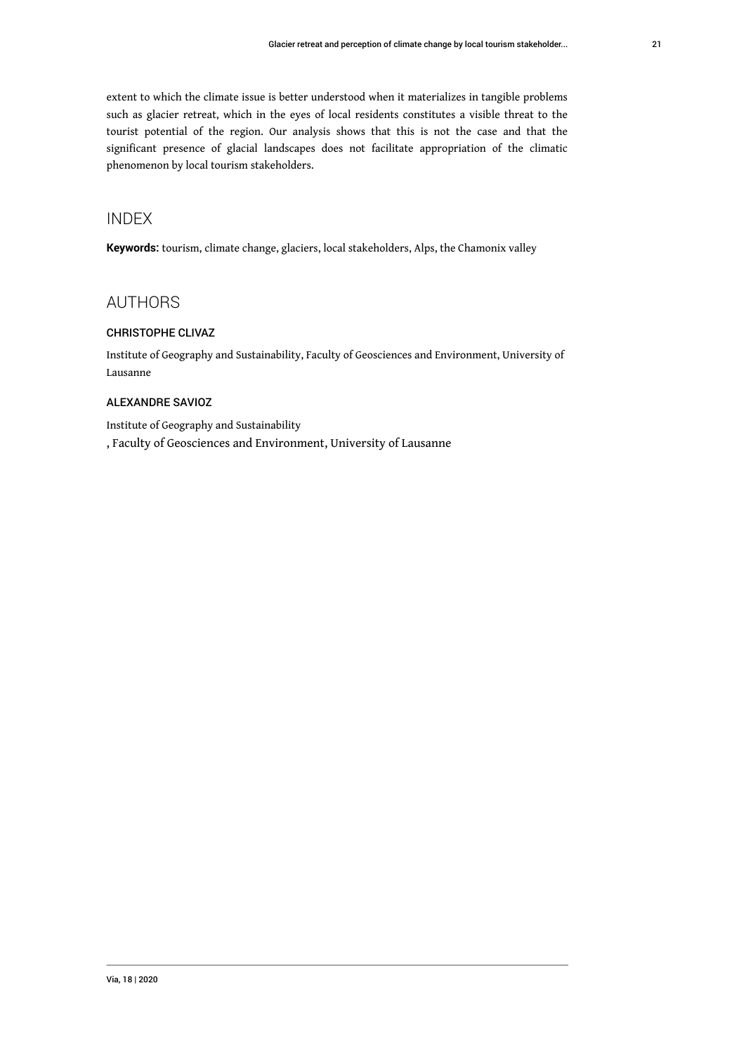extent to which the climate issue is better understood when it materializes in tangible problems such as glacier retreat, which in the eyes of local residents constitutes a visible threat to the tourist potential of the region. Our analysis shows that this is not the case and that the significant presence of glacial landscapes does not facilitate appropriation of the climatic phenomenon by local tourism stakeholders.

## INDEX

**Keywords:** tourism, climate change, glaciers, local stakeholders, Alps, the Chamonix valley

## AUTHORS

### CHRISTOPHE CLIVAZ

Institute of Geography and Sustainability, Faculty of Geosciences and Environment, University of Lausanne

### ALEXANDRE SAVIOZ

Institute of Geography and Sustainability
, Faculty of Geosciences and Environment, University of Lausanne